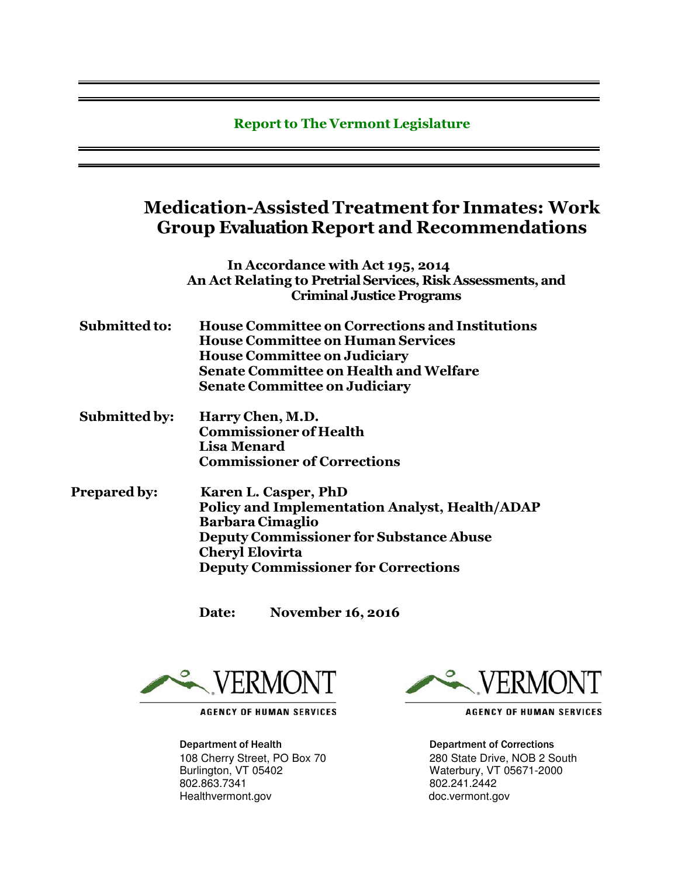**Report to The Vermont Legislature**

# Medication-Assisted Treatment for Inmates: Work Group Evaluation Report and Recommendations

**In Accordance with Act 195, 2014**
**An Act Relating to Pretrial Services, Risk Assessments, and Criminal Justice Programs**

**Submitted to:** **House Committee on Corrections and Institutions**
**House Committee on Human Services**
**House Committee on Judiciary**
**Senate Committee on Health and Welfare**
**Senate Committee on Judiciary**

**Submitted by:** **Harry Chen, M.D.**
**Commissioner of Health**
**Lisa Menard**
**Commissioner of Corrections**

**Prepared by:** **Karen L. Casper, PhD**
**Policy and Implementation Analyst, Health/ADAP**
**Barbara Cimaglio**
**Deputy Commissioner for Substance Abuse**
**Cheryl Elovirta**
**Deputy Commissioner for Corrections**

**Date:** **November 16, 2016**

VERMONT
AGENCY OF HUMAN SERVICES

**Department of Health**
108 Cherry Street, PO Box 70
Burlington, VT 05402
802.863.7341
Healthvermont.gov

VERMONT
AGENCY OF HUMAN SERVICES

**Department of Corrections**
280 State Drive, NOB 2 South
Waterbury, VT 05671-2000
802.241.2442
doc.vermont.gov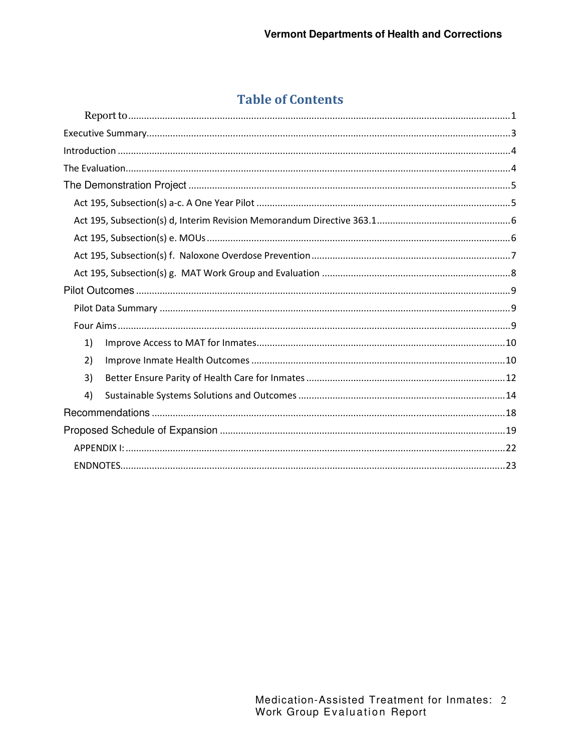# Table of Contents

Report to .......... 1

Executive Summary .......... 3

Introduction .......... 4

The Evaluation .......... 4

The Demonstration Project .......... 5

- Act 195, Subsection(s) a-c. A One Year Pilot .......... 5
- Act 195, Subsection(s) d, Interim Revision Memorandum Directive 363.1 .......... 6
- Act 195, Subsection(s) e. MOUs .......... 6
- Act 195, Subsection(s) f. Naloxone Overdose Prevention .......... 7
- Act 195, Subsection(s) g. MAT Work Group and Evaluation .......... 8

Pilot Outcomes .......... 9

- Pilot Data Summary .......... 9
- Four Aims .......... 9
  1) Improve Access to MAT for Inmates .......... 10
  2) Improve Inmate Health Outcomes .......... 10
  3) Better Ensure Parity of Health Care for Inmates .......... 12
  4) Sustainable Systems Solutions and Outcomes .......... 14

Recommendations .......... 18

Proposed Schedule of Expansion .......... 19

- APPENDIX I: .......... 22
- ENDNOTES .......... 23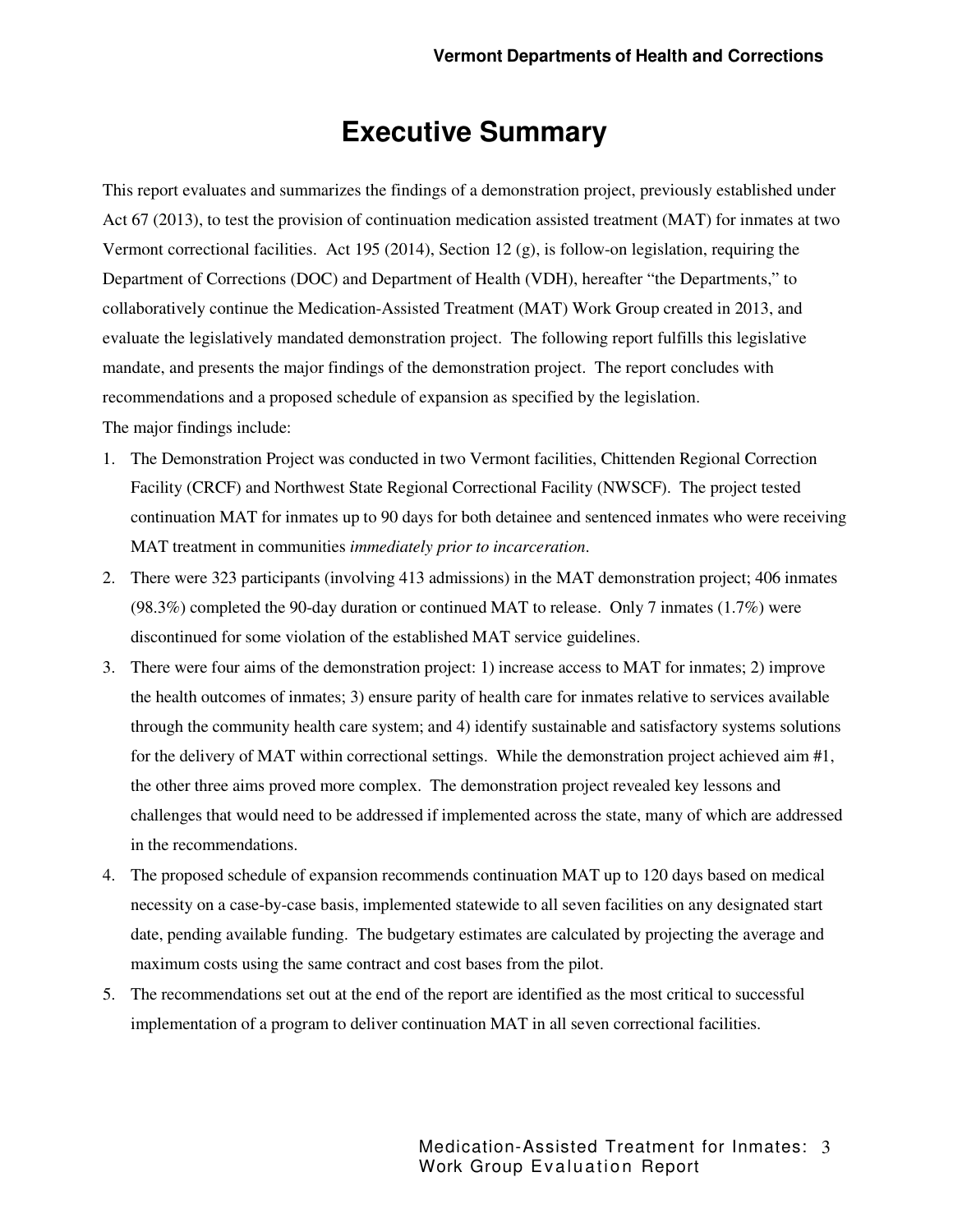# Executive Summary

This report evaluates and summarizes the findings of a demonstration project, previously established under Act 67 (2013), to test the provision of continuation medication assisted treatment (MAT) for inmates at two Vermont correctional facilities. Act 195 (2014), Section 12 (g), is follow-on legislation, requiring the Department of Corrections (DOC) and Department of Health (VDH), hereafter "the Departments," to collaboratively continue the Medication-Assisted Treatment (MAT) Work Group created in 2013, and evaluate the legislatively mandated demonstration project. The following report fulfills this legislative mandate, and presents the major findings of the demonstration project. The report concludes with recommendations and a proposed schedule of expansion as specified by the legislation.

The major findings include:

1. The Demonstration Project was conducted in two Vermont facilities, Chittenden Regional Correction Facility (CRCF) and Northwest State Regional Correctional Facility (NWSCF). The project tested continuation MAT for inmates up to 90 days for both detainee and sentenced inmates who were receiving MAT treatment in communities *immediately prior to incarceration*.
2. There were 323 participants (involving 413 admissions) in the MAT demonstration project; 406 inmates (98.3%) completed the 90-day duration or continued MAT to release. Only 7 inmates (1.7%) were discontinued for some violation of the established MAT service guidelines.
3. There were four aims of the demonstration project: 1) increase access to MAT for inmates; 2) improve the health outcomes of inmates; 3) ensure parity of health care for inmates relative to services available through the community health care system; and 4) identify sustainable and satisfactory systems solutions for the delivery of MAT within correctional settings. While the demonstration project achieved aim #1, the other three aims proved more complex. The demonstration project revealed key lessons and challenges that would need to be addressed if implemented across the state, many of which are addressed in the recommendations.
4. The proposed schedule of expansion recommends continuation MAT up to 120 days based on medical necessity on a case-by-case basis, implemented statewide to all seven facilities on any designated start date, pending available funding. The budgetary estimates are calculated by projecting the average and maximum costs using the same contract and cost bases from the pilot.
5. The recommendations set out at the end of the report are identified as the most critical to successful implementation of a program to deliver continuation MAT in all seven correctional facilities.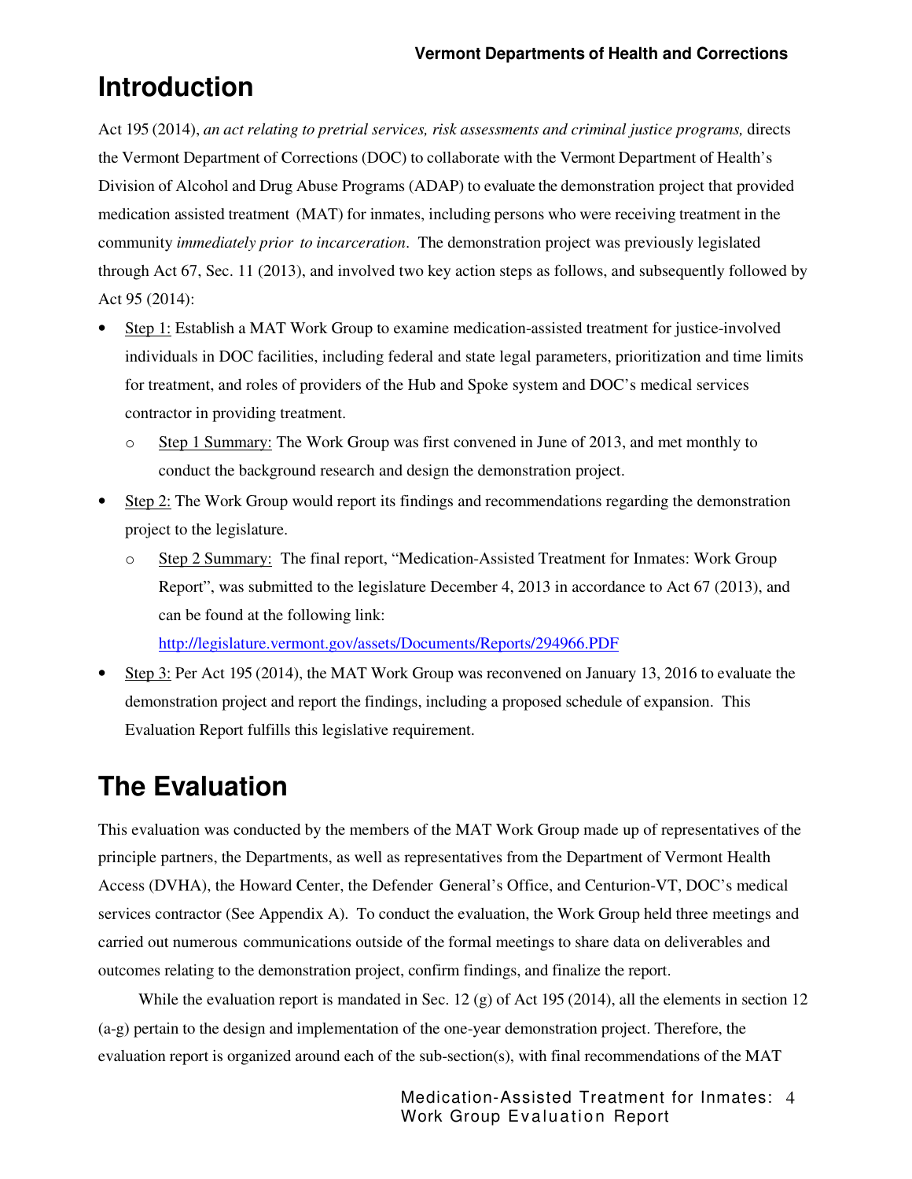# Introduction

Act 195 (2014), *an act relating to pretrial services, risk assessments and criminal justice programs,* directs the Vermont Department of Corrections (DOC) to collaborate with the Vermont Department of Health's Division of Alcohol and Drug Abuse Programs (ADAP) to evaluate the demonstration project that provided medication assisted treatment (MAT) for inmates, including persons who were receiving treatment in the community *immediately prior to incarceration*. The demonstration project was previously legislated through Act 67, Sec. 11 (2013), and involved two key action steps as follows, and subsequently followed by Act 95 (2014):

- Step 1: Establish a MAT Work Group to examine medication-assisted treatment for justice-involved individuals in DOC facilities, including federal and state legal parameters, prioritization and time limits for treatment, and roles of providers of the Hub and Spoke system and DOC's medical services contractor in providing treatment.
  - Step 1 Summary: The Work Group was first convened in June of 2013, and met monthly to conduct the background research and design the demonstration project.
- Step 2: The Work Group would report its findings and recommendations regarding the demonstration project to the legislature.
  - Step 2 Summary: The final report, "Medication-Assisted Treatment for Inmates: Work Group Report", was submitted to the legislature December 4, 2013 in accordance to Act 67 (2013), and can be found at the following link: http://legislature.vermont.gov/assets/Documents/Reports/294966.PDF
- Step 3: Per Act 195 (2014), the MAT Work Group was reconvened on January 13, 2016 to evaluate the demonstration project and report the findings, including a proposed schedule of expansion. This Evaluation Report fulfills this legislative requirement.

# The Evaluation

This evaluation was conducted by the members of the MAT Work Group made up of representatives of the principle partners, the Departments, as well as representatives from the Department of Vermont Health Access (DVHA), the Howard Center, the Defender General's Office, and Centurion-VT, DOC's medical services contractor (See Appendix A). To conduct the evaluation, the Work Group held three meetings and carried out numerous communications outside of the formal meetings to share data on deliverables and outcomes relating to the demonstration project, confirm findings, and finalize the report.

While the evaluation report is mandated in Sec. 12 (g) of Act 195 (2014), all the elements in section 12 (a-g) pertain to the design and implementation of the one-year demonstration project. Therefore, the evaluation report is organized around each of the sub-section(s), with final recommendations of the MAT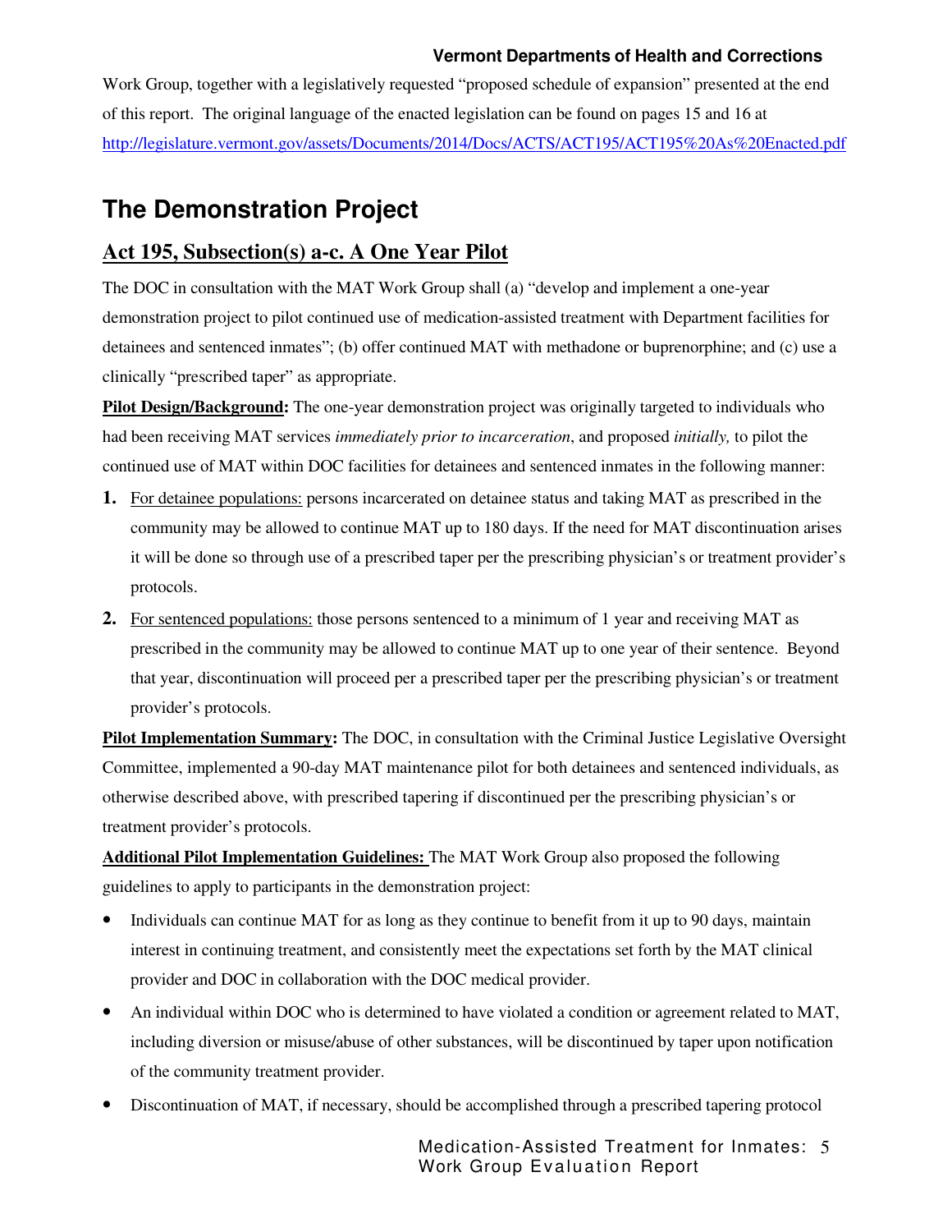Work Group, together with a legislatively requested "proposed schedule of expansion" presented at the end of this report. The original language of the enacted legislation can be found on pages 15 and 16 at http://legislature.vermont.gov/assets/Documents/2014/Docs/ACTS/ACT195/ACT195%20As%20Enacted.pdf

# The Demonstration Project

## Act 195, Subsection(s) a-c. A One Year Pilot

The DOC in consultation with the MAT Work Group shall (a) "develop and implement a one-year demonstration project to pilot continued use of medication-assisted treatment with Department facilities for detainees and sentenced inmates"; (b) offer continued MAT with methadone or buprenorphine; and (c) use a clinically "prescribed taper" as appropriate.

**Pilot Design/Background:** The one-year demonstration project was originally targeted to individuals who had been receiving MAT services *immediately prior to incarceration*, and proposed *initially,* to pilot the continued use of MAT within DOC facilities for detainees and sentenced inmates in the following manner:

1. For detainee populations: persons incarcerated on detainee status and taking MAT as prescribed in the community may be allowed to continue MAT up to 180 days. If the need for MAT discontinuation arises it will be done so through use of a prescribed taper per the prescribing physician's or treatment provider's protocols.
2. For sentenced populations: those persons sentenced to a minimum of 1 year and receiving MAT as prescribed in the community may be allowed to continue MAT up to one year of their sentence. Beyond that year, discontinuation will proceed per a prescribed taper per the prescribing physician's or treatment provider's protocols.

**Pilot Implementation Summary:** The DOC, in consultation with the Criminal Justice Legislative Oversight Committee, implemented a 90-day MAT maintenance pilot for both detainees and sentenced individuals, as otherwise described above, with prescribed tapering if discontinued per the prescribing physician's or treatment provider's protocols.

**Additional Pilot Implementation Guidelines:** The MAT Work Group also proposed the following guidelines to apply to participants in the demonstration project:

- Individuals can continue MAT for as long as they continue to benefit from it up to 90 days, maintain interest in continuing treatment, and consistently meet the expectations set forth by the MAT clinical provider and DOC in collaboration with the DOC medical provider.
- An individual within DOC who is determined to have violated a condition or agreement related to MAT, including diversion or misuse/abuse of other substances, will be discontinued by taper upon notification of the community treatment provider.
- Discontinuation of MAT, if necessary, should be accomplished through a prescribed tapering protocol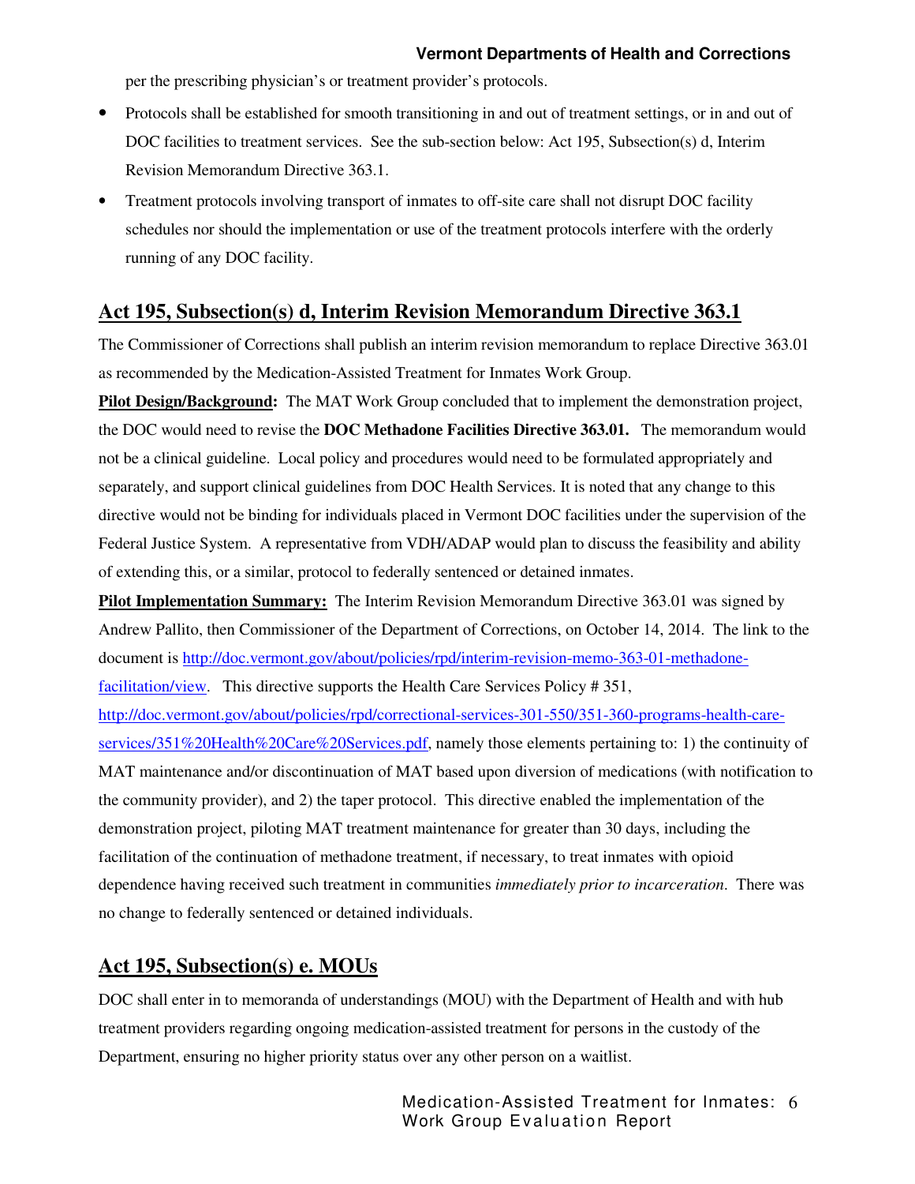per the prescribing physician's or treatment provider's protocols.

- Protocols shall be established for smooth transitioning in and out of treatment settings, or in and out of DOC facilities to treatment services. See the sub-section below: Act 195, Subsection(s) d, Interim Revision Memorandum Directive 363.1.
- Treatment protocols involving transport of inmates to off-site care shall not disrupt DOC facility schedules nor should the implementation or use of the treatment protocols interfere with the orderly running of any DOC facility.

## Act 195, Subsection(s) d, Interim Revision Memorandum Directive 363.1

The Commissioner of Corrections shall publish an interim revision memorandum to replace Directive 363.01 as recommended by the Medication-Assisted Treatment for Inmates Work Group.

**Pilot Design/Background:** The MAT Work Group concluded that to implement the demonstration project, the DOC would need to revise the **DOC Methadone Facilities Directive 363.01.** The memorandum would not be a clinical guideline. Local policy and procedures would need to be formulated appropriately and separately, and support clinical guidelines from DOC Health Services. It is noted that any change to this directive would not be binding for individuals placed in Vermont DOC facilities under the supervision of the Federal Justice System. A representative from VDH/ADAP would plan to discuss the feasibility and ability of extending this, or a similar, protocol to federally sentenced or detained inmates.

**Pilot Implementation Summary:** The Interim Revision Memorandum Directive 363.01 was signed by Andrew Pallito, then Commissioner of the Department of Corrections, on October 14, 2014. The link to the document is http://doc.vermont.gov/about/policies/rpd/interim-revision-memo-363-01-methadone-facilitation/view. This directive supports the Health Care Services Policy # 351, http://doc.vermont.gov/about/policies/rpd/correctional-services-301-550/351-360-programs-health-care-services/351%20Health%20Care%20Services.pdf, namely those elements pertaining to: 1) the continuity of MAT maintenance and/or discontinuation of MAT based upon diversion of medications (with notification to the community provider), and 2) the taper protocol. This directive enabled the implementation of the demonstration project, piloting MAT treatment maintenance for greater than 30 days, including the facilitation of the continuation of methadone treatment, if necessary, to treat inmates with opioid dependence having received such treatment in communities *immediately prior to incarceration*. There was no change to federally sentenced or detained individuals.

## Act 195, Subsection(s) e. MOUs

DOC shall enter in to memoranda of understandings (MOU) with the Department of Health and with hub treatment providers regarding ongoing medication-assisted treatment for persons in the custody of the Department, ensuring no higher priority status over any other person on a waitlist.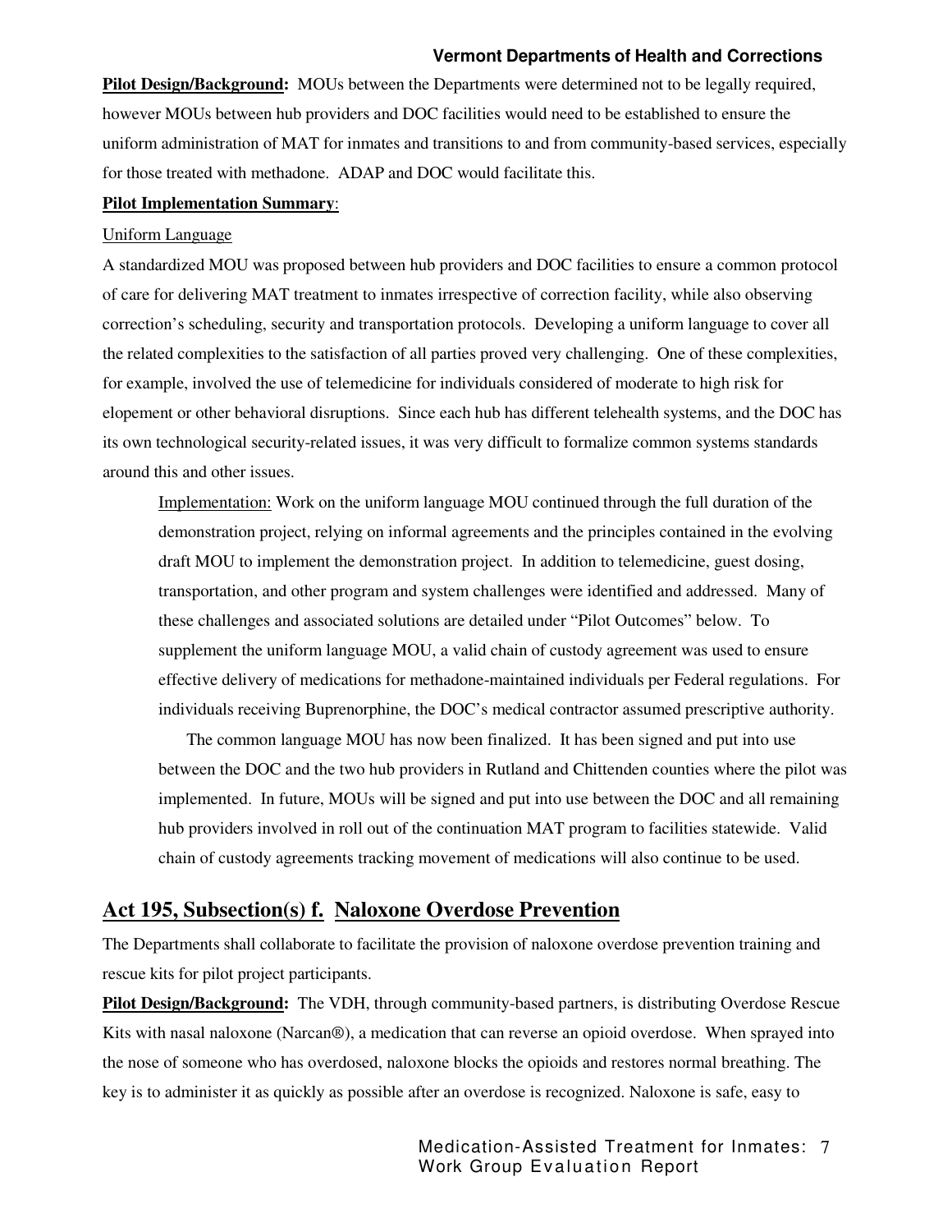**Pilot Design/Background:** MOUs between the Departments were determined not to be legally required, however MOUs between hub providers and DOC facilities would need to be established to ensure the uniform administration of MAT for inmates and transitions to and from community-based services, especially for those treated with methadone. ADAP and DOC would facilitate this.

**Pilot Implementation Summary**:

Uniform Language

A standardized MOU was proposed between hub providers and DOC facilities to ensure a common protocol of care for delivering MAT treatment to inmates irrespective of correction facility, while also observing correction's scheduling, security and transportation protocols. Developing a uniform language to cover all the related complexities to the satisfaction of all parties proved very challenging. One of these complexities, for example, involved the use of telemedicine for individuals considered of moderate to high risk for elopement or other behavioral disruptions. Since each hub has different telehealth systems, and the DOC has its own technological security-related issues, it was very difficult to formalize common systems standards around this and other issues.

> Implementation: Work on the uniform language MOU continued through the full duration of the demonstration project, relying on informal agreements and the principles contained in the evolving draft MOU to implement the demonstration project. In addition to telemedicine, guest dosing, transportation, and other program and system challenges were identified and addressed. Many of these challenges and associated solutions are detailed under "Pilot Outcomes" below. To supplement the uniform language MOU, a valid chain of custody agreement was used to ensure effective delivery of medications for methadone-maintained individuals per Federal regulations. For individuals receiving Buprenorphine, the DOC's medical contractor assumed prescriptive authority.
>
> The common language MOU has now been finalized. It has been signed and put into use between the DOC and the two hub providers in Rutland and Chittenden counties where the pilot was implemented. In future, MOUs will be signed and put into use between the DOC and all remaining hub providers involved in roll out of the continuation MAT program to facilities statewide. Valid chain of custody agreements tracking movement of medications will also continue to be used.

## Act 195, Subsection(s) f. Naloxone Overdose Prevention

The Departments shall collaborate to facilitate the provision of naloxone overdose prevention training and rescue kits for pilot project participants.

**Pilot Design/Background:** The VDH, through community-based partners, is distributing Overdose Rescue Kits with nasal naloxone (Narcan®), a medication that can reverse an opioid overdose. When sprayed into the nose of someone who has overdosed, naloxone blocks the opioids and restores normal breathing. The key is to administer it as quickly as possible after an overdose is recognized. Naloxone is safe, easy to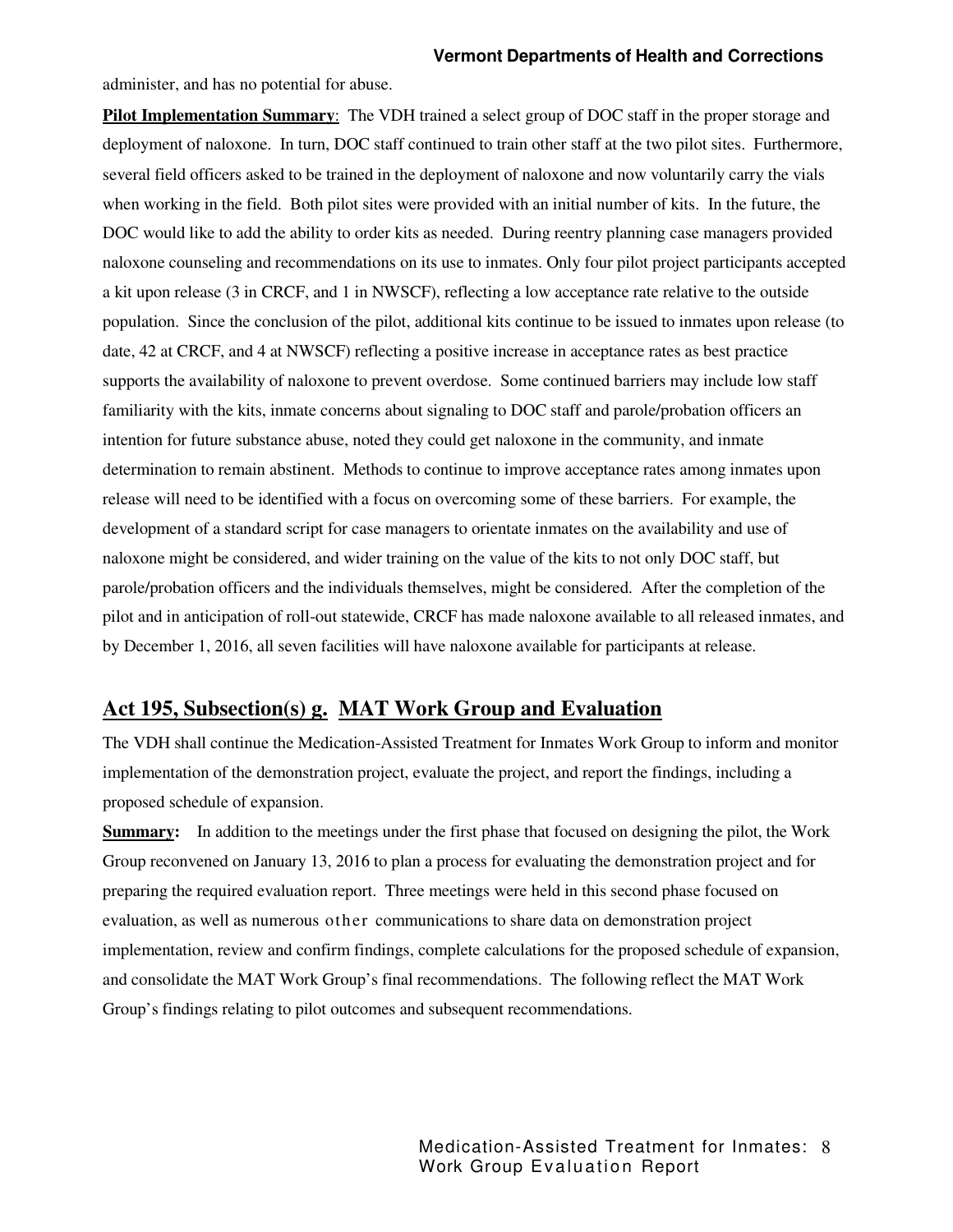administer, and has no potential for abuse.

**Pilot Implementation Summary**: The VDH trained a select group of DOC staff in the proper storage and deployment of naloxone. In turn, DOC staff continued to train other staff at the two pilot sites. Furthermore, several field officers asked to be trained in the deployment of naloxone and now voluntarily carry the vials when working in the field. Both pilot sites were provided with an initial number of kits. In the future, the DOC would like to add the ability to order kits as needed. During reentry planning case managers provided naloxone counseling and recommendations on its use to inmates. Only four pilot project participants accepted a kit upon release (3 in CRCF, and 1 in NWSCF), reflecting a low acceptance rate relative to the outside population. Since the conclusion of the pilot, additional kits continue to be issued to inmates upon release (to date, 42 at CRCF, and 4 at NWSCF) reflecting a positive increase in acceptance rates as best practice supports the availability of naloxone to prevent overdose. Some continued barriers may include low staff familiarity with the kits, inmate concerns about signaling to DOC staff and parole/probation officers an intention for future substance abuse, noted they could get naloxone in the community, and inmate determination to remain abstinent. Methods to continue to improve acceptance rates among inmates upon release will need to be identified with a focus on overcoming some of these barriers. For example, the development of a standard script for case managers to orientate inmates on the availability and use of naloxone might be considered, and wider training on the value of the kits to not only DOC staff, but parole/probation officers and the individuals themselves, might be considered. After the completion of the pilot and in anticipation of roll-out statewide, CRCF has made naloxone available to all released inmates, and by December 1, 2016, all seven facilities will have naloxone available for participants at release.

## Act 195, Subsection(s) g. MAT Work Group and Evaluation

The VDH shall continue the Medication-Assisted Treatment for Inmates Work Group to inform and monitor implementation of the demonstration project, evaluate the project, and report the findings, including a proposed schedule of expansion.

**Summary:** In addition to the meetings under the first phase that focused on designing the pilot, the Work Group reconvened on January 13, 2016 to plan a process for evaluating the demonstration project and for preparing the required evaluation report. Three meetings were held in this second phase focused on evaluation, as well as numerous other communications to share data on demonstration project implementation, review and confirm findings, complete calculations for the proposed schedule of expansion, and consolidate the MAT Work Group's final recommendations. The following reflect the MAT Work Group's findings relating to pilot outcomes and subsequent recommendations.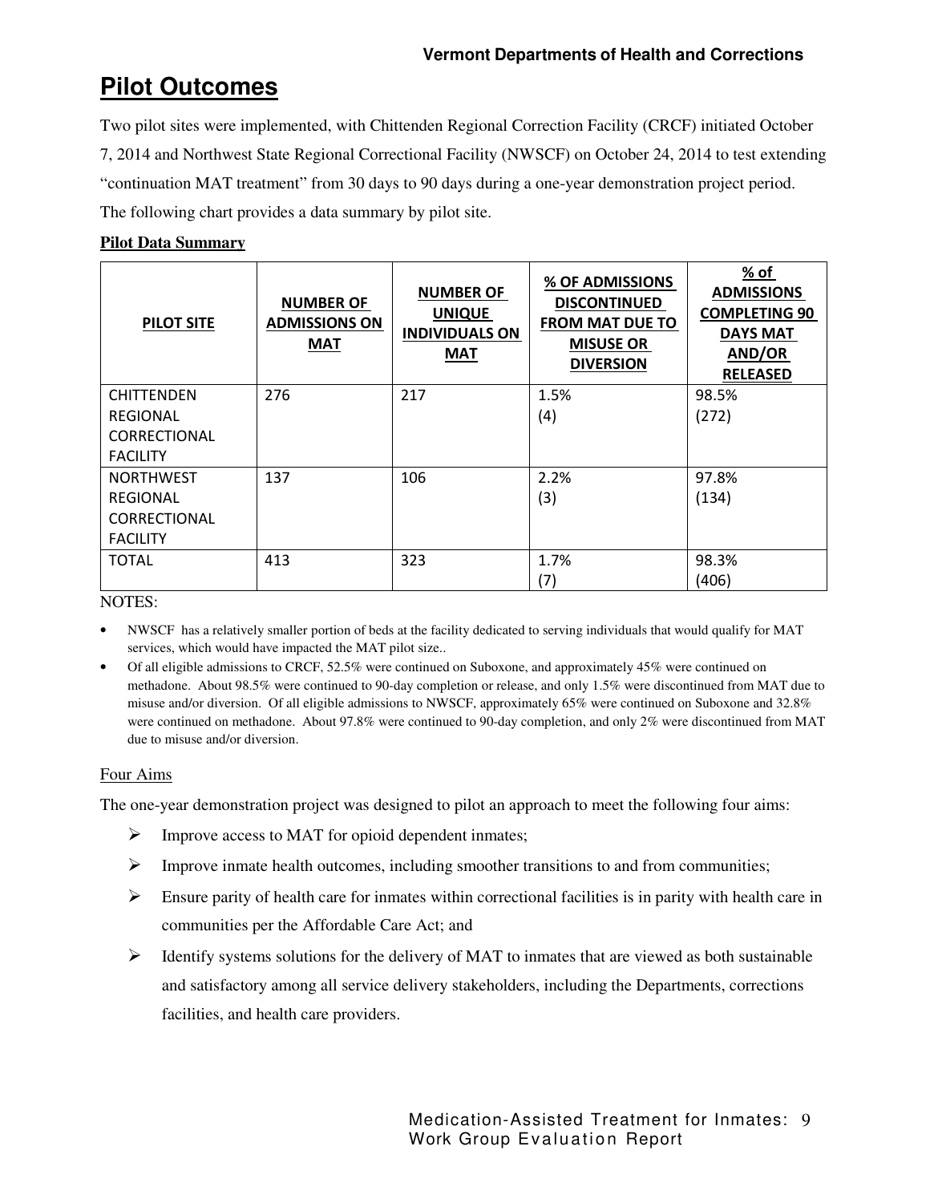# Pilot Outcomes

Two pilot sites were implemented, with Chittenden Regional Correction Facility (CRCF) initiated October 7, 2014 and Northwest State Regional Correctional Facility (NWSCF) on October 24, 2014 to test extending "continuation MAT treatment" from 30 days to 90 days during a one-year demonstration project period. The following chart provides a data summary by pilot site.

**Pilot Data Summary**

| PILOT SITE | NUMBER OF ADMISSIONS ON MAT | NUMBER OF UNIQUE INDIVIDUALS ON MAT | % OF ADMISSIONS DISCONTINUED FROM MAT DUE TO MISUSE OR DIVERSION | % of ADMISSIONS COMPLETING 90 DAYS MAT AND/OR RELEASED |
|---|---|---|---|---|
| CHITTENDEN REGIONAL CORRECTIONAL FACILITY | 276 | 217 | 1.5% (4) | 98.5% (272) |
| NORTHWEST REGIONAL CORRECTIONAL FACILITY | 137 | 106 | 2.2% (3) | 97.8% (134) |
| TOTAL | 413 | 323 | 1.7% (7) | 98.3% (406) |

NOTES:

- NWSCF has a relatively smaller portion of beds at the facility dedicated to serving individuals that would qualify for MAT services, which would have impacted the MAT pilot size..
- Of all eligible admissions to CRCF, 52.5% were continued on Suboxone, and approximately 45% were continued on methadone. About 98.5% were continued to 90-day completion or release, and only 1.5% were discontinued from MAT due to misuse and/or diversion. Of all eligible admissions to NWSCF, approximately 65% were continued on Suboxone and 32.8% were continued on methadone. About 97.8% were continued to 90-day completion, and only 2% were discontinued from MAT due to misuse and/or diversion.

## Four Aims

The one-year demonstration project was designed to pilot an approach to meet the following four aims:

- Improve access to MAT for opioid dependent inmates;
- Improve inmate health outcomes, including smoother transitions to and from communities;
- Ensure parity of health care for inmates within correctional facilities is in parity with health care in communities per the Affordable Care Act; and
- Identify systems solutions for the delivery of MAT to inmates that are viewed as both sustainable and satisfactory among all service delivery stakeholders, including the Departments, corrections facilities, and health care providers.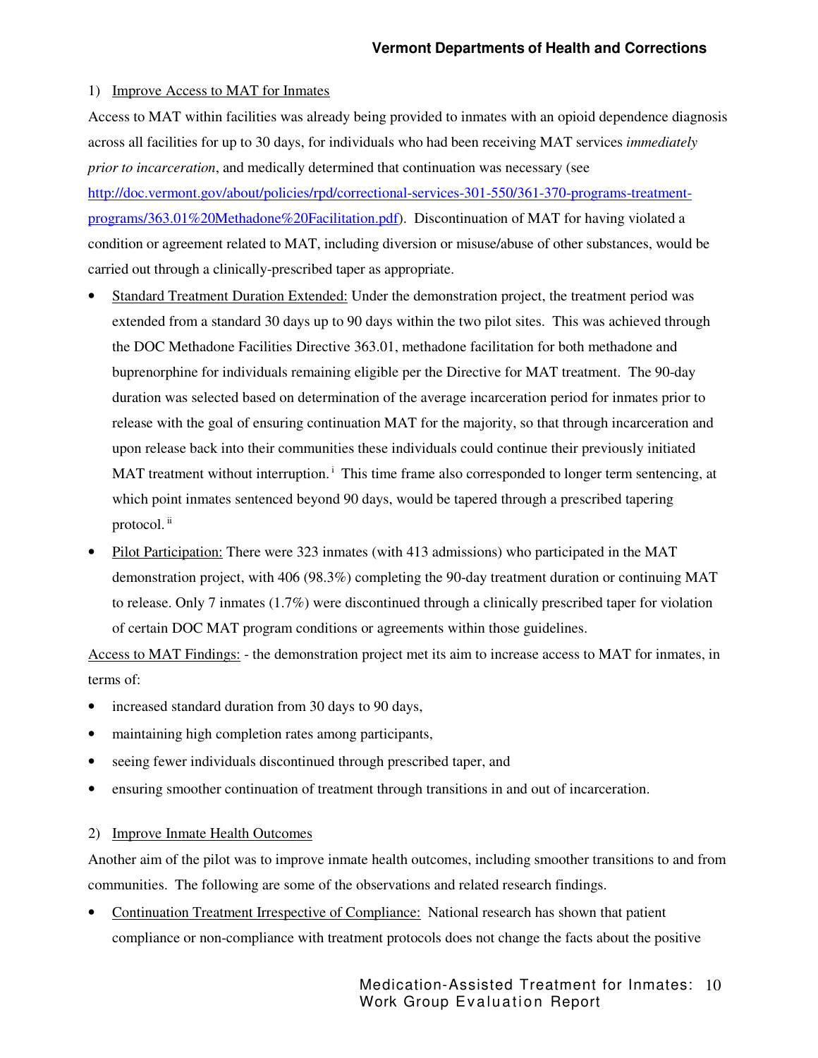1) Improve Access to MAT for Inmates

Access to MAT within facilities was already being provided to inmates with an opioid dependence diagnosis across all facilities for up to 30 days, for individuals who had been receiving MAT services *immediately prior to incarceration*, and medically determined that continuation was necessary (see [http://doc.vermont.gov/about/policies/rpd/correctional-services-301-550/361-370-programs-treatment-programs/363.01%20Methadone%20Facilitation.pdf](http://doc.vermont.gov/about/policies/rpd/correctional-services-301-550/361-370-programs-treatment-programs/363.01%20Methadone%20Facilitation.pdf)). Discontinuation of MAT for having violated a condition or agreement related to MAT, including diversion or misuse/abuse of other substances, would be carried out through a clinically-prescribed taper as appropriate.

- Standard Treatment Duration Extended: Under the demonstration project, the treatment period was extended from a standard 30 days up to 90 days within the two pilot sites. This was achieved through the DOC Methadone Facilities Directive 363.01, methadone facilitation for both methadone and buprenorphine for individuals remaining eligible per the Directive for MAT treatment. The 90-day duration was selected based on determination of the average incarceration period for inmates prior to release with the goal of ensuring continuation MAT for the majority, so that through incarceration and upon release back into their communities these individuals could continue their previously initiated MAT treatment without interruption.[i] This time frame also corresponded to longer term sentencing, at which point inmates sentenced beyond 90 days, would be tapered through a prescribed tapering protocol.[ii]
- Pilot Participation: There were 323 inmates (with 413 admissions) who participated in the MAT demonstration project, with 406 (98.3%) completing the 90-day treatment duration or continuing MAT to release. Only 7 inmates (1.7%) were discontinued through a clinically prescribed taper for violation of certain DOC MAT program conditions or agreements within those guidelines.

Access to MAT Findings: - the demonstration project met its aim to increase access to MAT for inmates, in terms of:

- increased standard duration from 30 days to 90 days,
- maintaining high completion rates among participants,
- seeing fewer individuals discontinued through prescribed taper, and
- ensuring smoother continuation of treatment through transitions in and out of incarceration.

2) Improve Inmate Health Outcomes

Another aim of the pilot was to improve inmate health outcomes, including smoother transitions to and from communities. The following are some of the observations and related research findings.

- Continuation Treatment Irrespective of Compliance: National research has shown that patient compliance or non-compliance with treatment protocols does not change the facts about the positive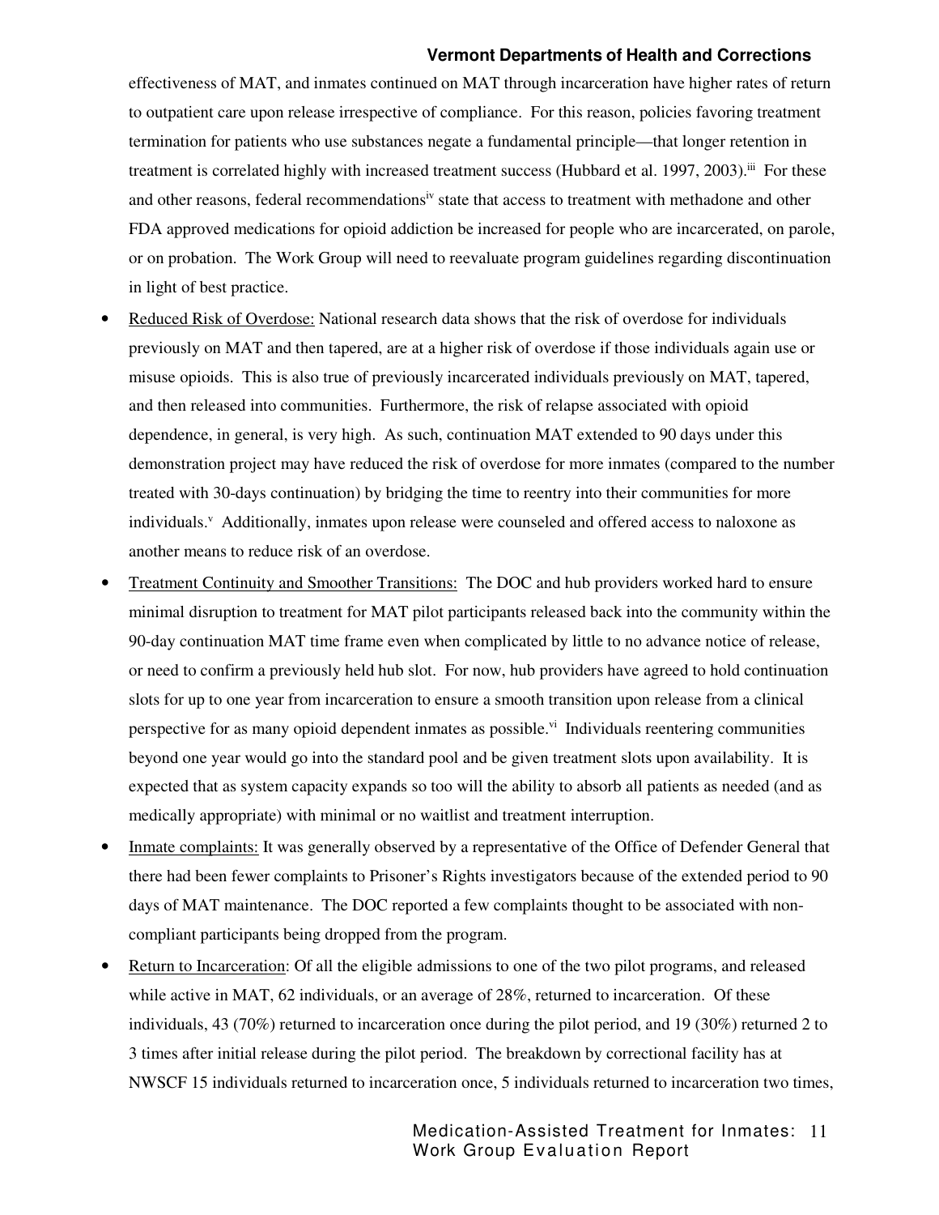effectiveness of MAT, and inmates continued on MAT through incarceration have higher rates of return to outpatient care upon release irrespective of compliance. For this reason, policies favoring treatment termination for patients who use substances negate a fundamental principle—that longer retention in treatment is correlated highly with increased treatment success (Hubbard et al. 1997, 2003).[iii] For these and other reasons, federal recommendations[iv] state that access to treatment with methadone and other FDA approved medications for opioid addiction be increased for people who are incarcerated, on parole, or on probation. The Work Group will need to reevaluate program guidelines regarding discontinuation in light of best practice.

- Reduced Risk of Overdose: National research data shows that the risk of overdose for individuals previously on MAT and then tapered, are at a higher risk of overdose if those individuals again use or misuse opioids. This is also true of previously incarcerated individuals previously on MAT, tapered, and then released into communities. Furthermore, the risk of relapse associated with opioid dependence, in general, is very high. As such, continuation MAT extended to 90 days under this demonstration project may have reduced the risk of overdose for more inmates (compared to the number treated with 30-days continuation) by bridging the time to reentry into their communities for more individuals.[v] Additionally, inmates upon release were counseled and offered access to naloxone as another means to reduce risk of an overdose.
- Treatment Continuity and Smoother Transitions: The DOC and hub providers worked hard to ensure minimal disruption to treatment for MAT pilot participants released back into the community within the 90-day continuation MAT time frame even when complicated by little to no advance notice of release, or need to confirm a previously held hub slot. For now, hub providers have agreed to hold continuation slots for up to one year from incarceration to ensure a smooth transition upon release from a clinical perspective for as many opioid dependent inmates as possible.[vi] Individuals reentering communities beyond one year would go into the standard pool and be given treatment slots upon availability. It is expected that as system capacity expands so too will the ability to absorb all patients as needed (and as medically appropriate) with minimal or no waitlist and treatment interruption.
- Inmate complaints: It was generally observed by a representative of the Office of Defender General that there had been fewer complaints to Prisoner's Rights investigators because of the extended period to 90 days of MAT maintenance. The DOC reported a few complaints thought to be associated with non-compliant participants being dropped from the program.
- Return to Incarceration: Of all the eligible admissions to one of the two pilot programs, and released while active in MAT, 62 individuals, or an average of 28%, returned to incarceration. Of these individuals, 43 (70%) returned to incarceration once during the pilot period, and 19 (30%) returned 2 to 3 times after initial release during the pilot period. The breakdown by correctional facility has at NWSCF 15 individuals returned to incarceration once, 5 individuals returned to incarceration two times,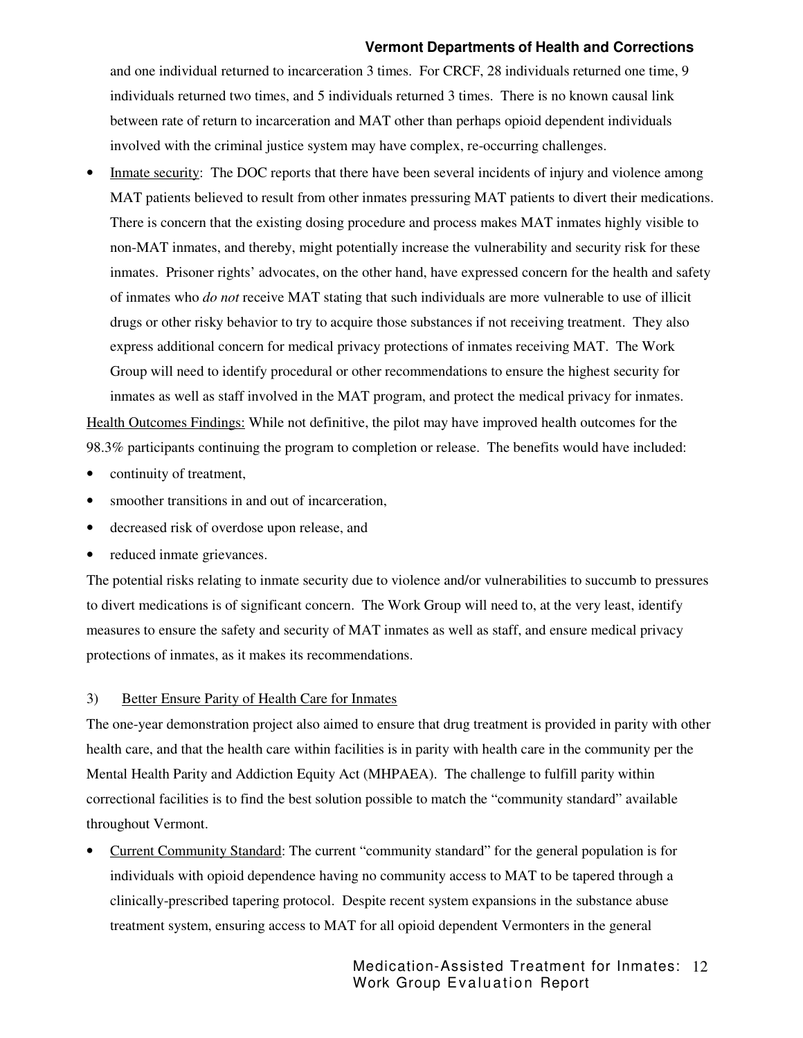and one individual returned to incarceration 3 times. For CRCF, 28 individuals returned one time, 9 individuals returned two times, and 5 individuals returned 3 times. There is no known causal link between rate of return to incarceration and MAT other than perhaps opioid dependent individuals involved with the criminal justice system may have complex, re-occurring challenges.

- Inmate security: The DOC reports that there have been several incidents of injury and violence among MAT patients believed to result from other inmates pressuring MAT patients to divert their medications. There is concern that the existing dosing procedure and process makes MAT inmates highly visible to non-MAT inmates, and thereby, might potentially increase the vulnerability and security risk for these inmates. Prisoner rights' advocates, on the other hand, have expressed concern for the health and safety of inmates who *do not* receive MAT stating that such individuals are more vulnerable to use of illicit drugs or other risky behavior to try to acquire those substances if not receiving treatment. They also express additional concern for medical privacy protections of inmates receiving MAT. The Work Group will need to identify procedural or other recommendations to ensure the highest security for inmates as well as staff involved in the MAT program, and protect the medical privacy for inmates.

Health Outcomes Findings: While not definitive, the pilot may have improved health outcomes for the 98.3% participants continuing the program to completion or release. The benefits would have included:

- continuity of treatment,
- smoother transitions in and out of incarceration,
- decreased risk of overdose upon release, and
- reduced inmate grievances.

The potential risks relating to inmate security due to violence and/or vulnerabilities to succumb to pressures to divert medications is of significant concern. The Work Group will need to, at the very least, identify measures to ensure the safety and security of MAT inmates as well as staff, and ensure medical privacy protections of inmates, as it makes its recommendations.

### 3) Better Ensure Parity of Health Care for Inmates

The one-year demonstration project also aimed to ensure that drug treatment is provided in parity with other health care, and that the health care within facilities is in parity with health care in the community per the Mental Health Parity and Addiction Equity Act (MHPAEA). The challenge to fulfill parity within correctional facilities is to find the best solution possible to match the "community standard" available throughout Vermont.

- Current Community Standard: The current "community standard" for the general population is for individuals with opioid dependence having no community access to MAT to be tapered through a clinically-prescribed tapering protocol. Despite recent system expansions in the substance abuse treatment system, ensuring access to MAT for all opioid dependent Vermonters in the general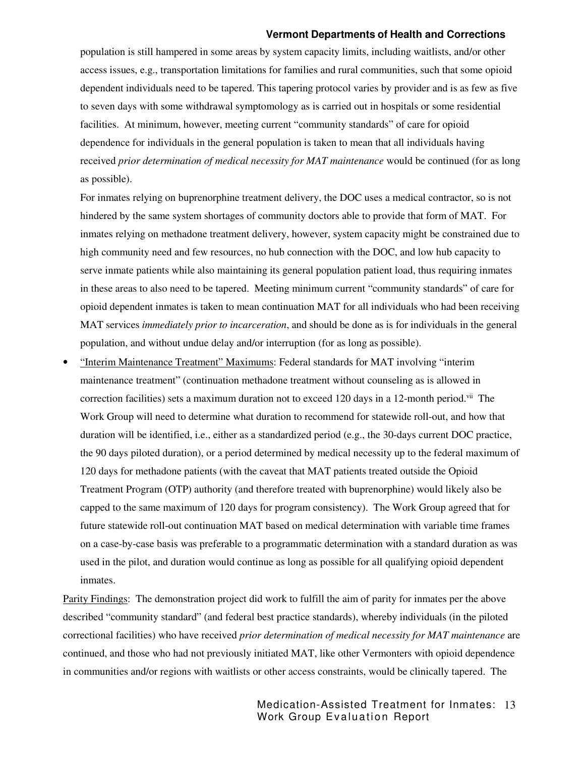population is still hampered in some areas by system capacity limits, including waitlists, and/or other access issues, e.g., transportation limitations for families and rural communities, such that some opioid dependent individuals need to be tapered. This tapering protocol varies by provider and is as few as five to seven days with some withdrawal symptomology as is carried out in hospitals or some residential facilities. At minimum, however, meeting current "community standards" of care for opioid dependence for individuals in the general population is taken to mean that all individuals having received *prior determination of medical necessity for MAT maintenance* would be continued (for as long as possible).

For inmates relying on buprenorphine treatment delivery, the DOC uses a medical contractor, so is not hindered by the same system shortages of community doctors able to provide that form of MAT. For inmates relying on methadone treatment delivery, however, system capacity might be constrained due to high community need and few resources, no hub connection with the DOC, and low hub capacity to serve inmate patients while also maintaining its general population patient load, thus requiring inmates in these areas to also need to be tapered. Meeting minimum current "community standards" of care for opioid dependent inmates is taken to mean continuation MAT for all individuals who had been receiving MAT services *immediately prior to incarceration*, and should be done as is for individuals in the general population, and without undue delay and/or interruption (for as long as possible).

- <u>"Interim Maintenance Treatment" Maximums</u>: Federal standards for MAT involving "interim maintenance treatment" (continuation methadone treatment without counseling as is allowed in correction facilities) sets a maximum duration not to exceed 120 days in a 12-month period.[vii] The Work Group will need to determine what duration to recommend for statewide roll-out, and how that duration will be identified, i.e., either as a standardized period (e.g., the 30-days current DOC practice, the 90 days piloted duration), or a period determined by medical necessity up to the federal maximum of 120 days for methadone patients (with the caveat that MAT patients treated outside the Opioid Treatment Program (OTP) authority (and therefore treated with buprenorphine) would likely also be capped to the same maximum of 120 days for program consistency). The Work Group agreed that for future statewide roll-out continuation MAT based on medical determination with variable time frames on a case-by-case basis was preferable to a programmatic determination with a standard duration as was used in the pilot, and duration would continue as long as possible for all qualifying opioid dependent inmates.

<u>Parity Findings</u>: The demonstration project did work to fulfill the aim of parity for inmates per the above described "community standard" (and federal best practice standards), whereby individuals (in the piloted correctional facilities) who have received *prior determination of medical necessity for MAT maintenance* are continued, and those who had not previously initiated MAT, like other Vermonters with opioid dependence in communities and/or regions with waitlists or other access constraints, would be clinically tapered. The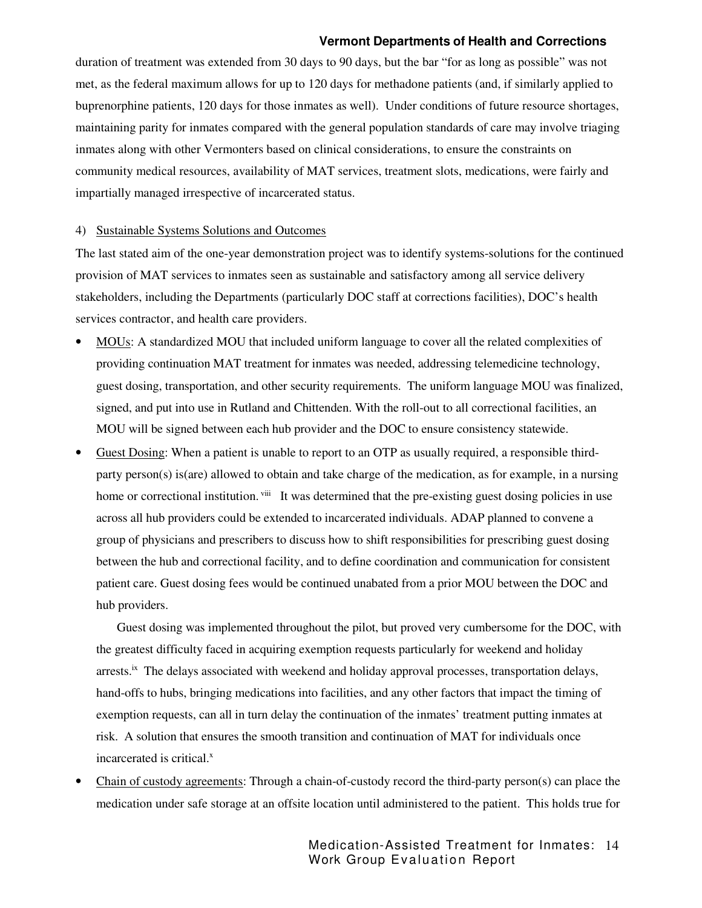duration of treatment was extended from 30 days to 90 days, but the bar "for as long as possible" was not met, as the federal maximum allows for up to 120 days for methadone patients (and, if similarly applied to buprenorphine patients, 120 days for those inmates as well). Under conditions of future resource shortages, maintaining parity for inmates compared with the general population standards of care may involve triaging inmates along with other Vermonters based on clinical considerations, to ensure the constraints on community medical resources, availability of MAT services, treatment slots, medications, were fairly and impartially managed irrespective of incarcerated status.

4) Sustainable Systems Solutions and Outcomes

The last stated aim of the one-year demonstration project was to identify systems-solutions for the continued provision of MAT services to inmates seen as sustainable and satisfactory among all service delivery stakeholders, including the Departments (particularly DOC staff at corrections facilities), DOC's health services contractor, and health care providers.

- MOUs: A standardized MOU that included uniform language to cover all the related complexities of providing continuation MAT treatment for inmates was needed, addressing telemedicine technology, guest dosing, transportation, and other security requirements. The uniform language MOU was finalized, signed, and put into use in Rutland and Chittenden. With the roll-out to all correctional facilities, an MOU will be signed between each hub provider and the DOC to ensure consistency statewide.
- Guest Dosing: When a patient is unable to report to an OTP as usually required, a responsible third-party person(s) is(are) allowed to obtain and take charge of the medication, as for example, in a nursing home or correctional institution. [viii] It was determined that the pre-existing guest dosing policies in use across all hub providers could be extended to incarcerated individuals. ADAP planned to convene a group of physicians and prescribers to discuss how to shift responsibilities for prescribing guest dosing between the hub and correctional facility, and to define coordination and communication for consistent patient care. Guest dosing fees would be continued unabated from a prior MOU between the DOC and hub providers.

  Guest dosing was implemented throughout the pilot, but proved very cumbersome for the DOC, with the greatest difficulty faced in acquiring exemption requests particularly for weekend and holiday arrests.[ix] The delays associated with weekend and holiday approval processes, transportation delays, hand-offs to hubs, bringing medications into facilities, and any other factors that impact the timing of exemption requests, can all in turn delay the continuation of the inmates' treatment putting inmates at risk. A solution that ensures the smooth transition and continuation of MAT for individuals once incarcerated is critical.[x]
- Chain of custody agreements: Through a chain-of-custody record the third-party person(s) can place the medication under safe storage at an offsite location until administered to the patient. This holds true for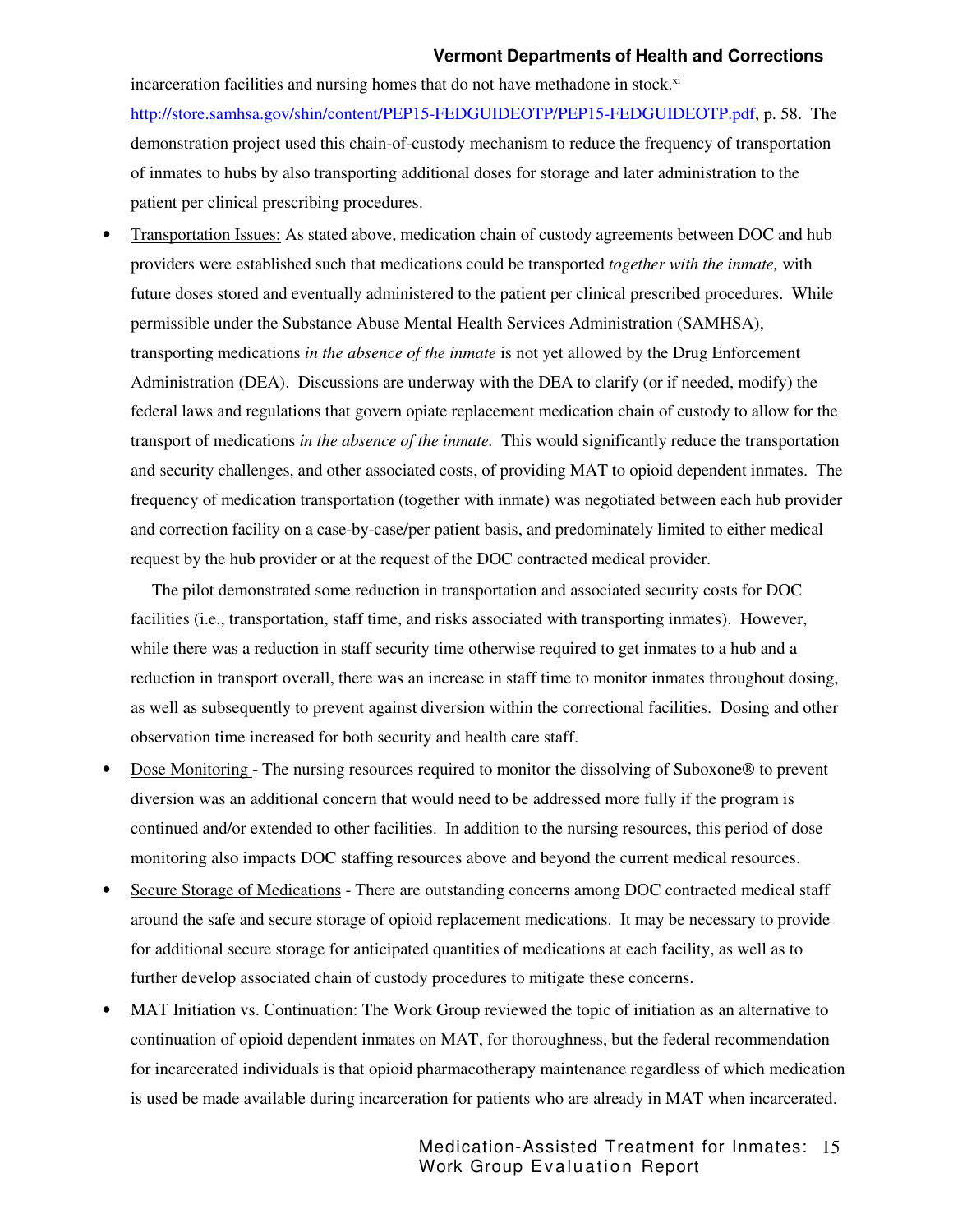incarceration facilities and nursing homes that do not have methadone in stock.[xi] http://store.samhsa.gov/shin/content/PEP15-FEDGUIDEOTP/PEP15-FEDGUIDEOTP.pdf, p. 58. The demonstration project used this chain-of-custody mechanism to reduce the frequency of transportation of inmates to hubs by also transporting additional doses for storage and later administration to the patient per clinical prescribing procedures.

- Transportation Issues: As stated above, medication chain of custody agreements between DOC and hub providers were established such that medications could be transported *together with the inmate,* with future doses stored and eventually administered to the patient per clinical prescribed procedures. While permissible under the Substance Abuse Mental Health Services Administration (SAMHSA), transporting medications *in the absence of the inmate* is not yet allowed by the Drug Enforcement Administration (DEA). Discussions are underway with the DEA to clarify (or if needed, modify) the federal laws and regulations that govern opiate replacement medication chain of custody to allow for the transport of medications *in the absence of the inmate.* This would significantly reduce the transportation and security challenges, and other associated costs, of providing MAT to opioid dependent inmates. The frequency of medication transportation (together with inmate) was negotiated between each hub provider and correction facility on a case-by-case/per patient basis, and predominately limited to either medical request by the hub provider or at the request of the DOC contracted medical provider.

  The pilot demonstrated some reduction in transportation and associated security costs for DOC facilities (i.e., transportation, staff time, and risks associated with transporting inmates). However, while there was a reduction in staff security time otherwise required to get inmates to a hub and a reduction in transport overall, there was an increase in staff time to monitor inmates throughout dosing, as well as subsequently to prevent against diversion within the correctional facilities. Dosing and other observation time increased for both security and health care staff.

- Dose Monitoring - The nursing resources required to monitor the dissolving of Suboxone® to prevent diversion was an additional concern that would need to be addressed more fully if the program is continued and/or extended to other facilities. In addition to the nursing resources, this period of dose monitoring also impacts DOC staffing resources above and beyond the current medical resources.

- Secure Storage of Medications - There are outstanding concerns among DOC contracted medical staff around the safe and secure storage of opioid replacement medications. It may be necessary to provide for additional secure storage for anticipated quantities of medications at each facility, as well as to further develop associated chain of custody procedures to mitigate these concerns.

- MAT Initiation vs. Continuation: The Work Group reviewed the topic of initiation as an alternative to continuation of opioid dependent inmates on MAT, for thoroughness, but the federal recommendation for incarcerated individuals is that opioid pharmacotherapy maintenance regardless of which medication is used be made available during incarceration for patients who are already in MAT when incarcerated.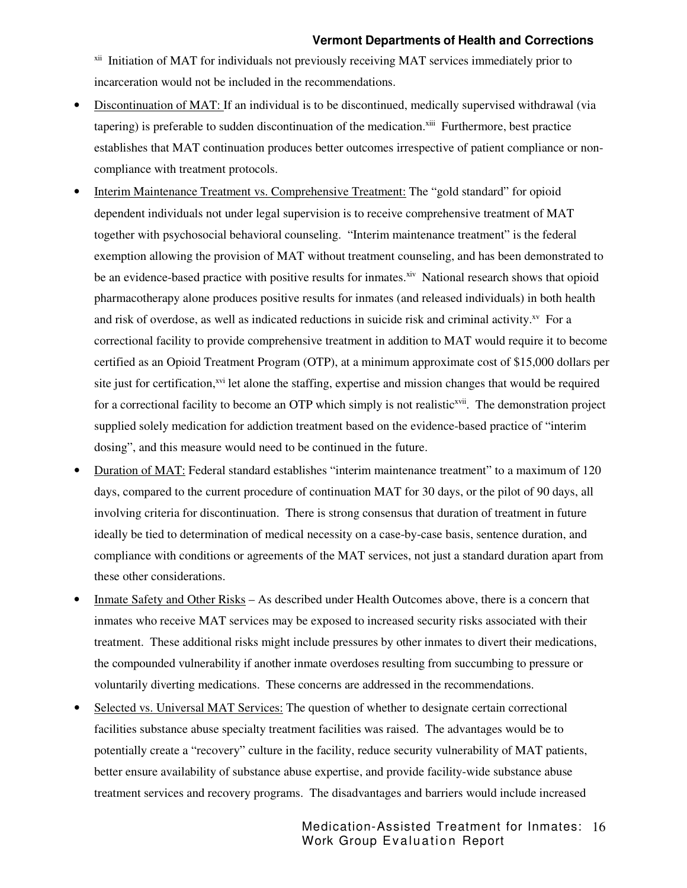[xii] Initiation of MAT for individuals not previously receiving MAT services immediately prior to incarceration would not be included in the recommendations.

- Discontinuation of MAT: If an individual is to be discontinued, medically supervised withdrawal (via tapering) is preferable to sudden discontinuation of the medication.[xiii] Furthermore, best practice establishes that MAT continuation produces better outcomes irrespective of patient compliance or non-compliance with treatment protocols.
- Interim Maintenance Treatment vs. Comprehensive Treatment: The "gold standard" for opioid dependent individuals not under legal supervision is to receive comprehensive treatment of MAT together with psychosocial behavioral counseling. "Interim maintenance treatment" is the federal exemption allowing the provision of MAT without treatment counseling, and has been demonstrated to be an evidence-based practice with positive results for inmates.[xiv] National research shows that opioid pharmacotherapy alone produces positive results for inmates (and released individuals) in both health and risk of overdose, as well as indicated reductions in suicide risk and criminal activity.[xv] For a correctional facility to provide comprehensive treatment in addition to MAT would require it to become certified as an Opioid Treatment Program (OTP), at a minimum approximate cost of $15,000 dollars per site just for certification,[xvi] let alone the staffing, expertise and mission changes that would be required for a correctional facility to become an OTP which simply is not realistic[xvii]. The demonstration project supplied solely medication for addiction treatment based on the evidence-based practice of "interim dosing", and this measure would need to be continued in the future.
- Duration of MAT: Federal standard establishes "interim maintenance treatment" to a maximum of 120 days, compared to the current procedure of continuation MAT for 30 days, or the pilot of 90 days, all involving criteria for discontinuation. There is strong consensus that duration of treatment in future ideally be tied to determination of medical necessity on a case-by-case basis, sentence duration, and compliance with conditions or agreements of the MAT services, not just a standard duration apart from these other considerations.
- Inmate Safety and Other Risks – As described under Health Outcomes above, there is a concern that inmates who receive MAT services may be exposed to increased security risks associated with their treatment. These additional risks might include pressures by other inmates to divert their medications, the compounded vulnerability if another inmate overdoses resulting from succumbing to pressure or voluntarily diverting medications. These concerns are addressed in the recommendations.
- Selected vs. Universal MAT Services: The question of whether to designate certain correctional facilities substance abuse specialty treatment facilities was raised. The advantages would be to potentially create a "recovery" culture in the facility, reduce security vulnerability of MAT patients, better ensure availability of substance abuse expertise, and provide facility-wide substance abuse treatment services and recovery programs. The disadvantages and barriers would include increased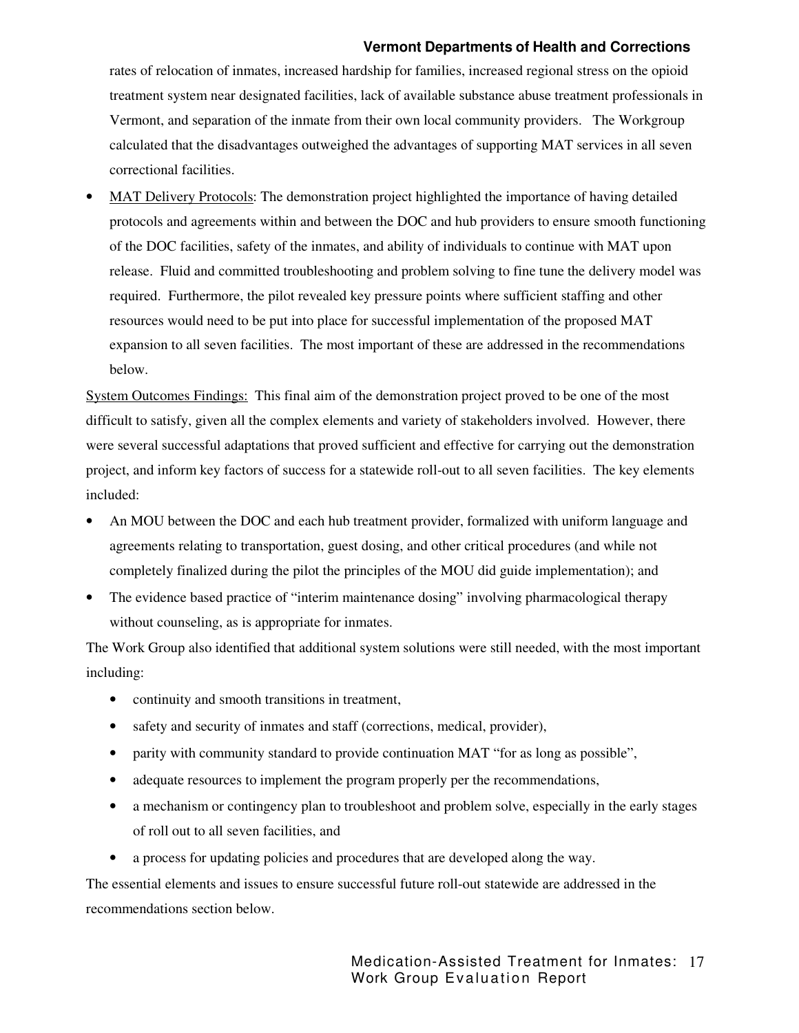rates of relocation of inmates, increased hardship for families, increased regional stress on the opioid treatment system near designated facilities, lack of available substance abuse treatment professionals in Vermont, and separation of the inmate from their own local community providers. The Workgroup calculated that the disadvantages outweighed the advantages of supporting MAT services in all seven correctional facilities.

- MAT Delivery Protocols: The demonstration project highlighted the importance of having detailed protocols and agreements within and between the DOC and hub providers to ensure smooth functioning of the DOC facilities, safety of the inmates, and ability of individuals to continue with MAT upon release. Fluid and committed troubleshooting and problem solving to fine tune the delivery model was required. Furthermore, the pilot revealed key pressure points where sufficient staffing and other resources would need to be put into place for successful implementation of the proposed MAT expansion to all seven facilities. The most important of these are addressed in the recommendations below.

System Outcomes Findings: This final aim of the demonstration project proved to be one of the most difficult to satisfy, given all the complex elements and variety of stakeholders involved. However, there were several successful adaptations that proved sufficient and effective for carrying out the demonstration project, and inform key factors of success for a statewide roll-out to all seven facilities. The key elements included:

- An MOU between the DOC and each hub treatment provider, formalized with uniform language and agreements relating to transportation, guest dosing, and other critical procedures (and while not completely finalized during the pilot the principles of the MOU did guide implementation); and
- The evidence based practice of "interim maintenance dosing" involving pharmacological therapy without counseling, as is appropriate for inmates.

The Work Group also identified that additional system solutions were still needed, with the most important including:

- continuity and smooth transitions in treatment,
- safety and security of inmates and staff (corrections, medical, provider),
- parity with community standard to provide continuation MAT "for as long as possible",
- adequate resources to implement the program properly per the recommendations,
- a mechanism or contingency plan to troubleshoot and problem solve, especially in the early stages of roll out to all seven facilities, and
- a process for updating policies and procedures that are developed along the way.

The essential elements and issues to ensure successful future roll-out statewide are addressed in the recommendations section below.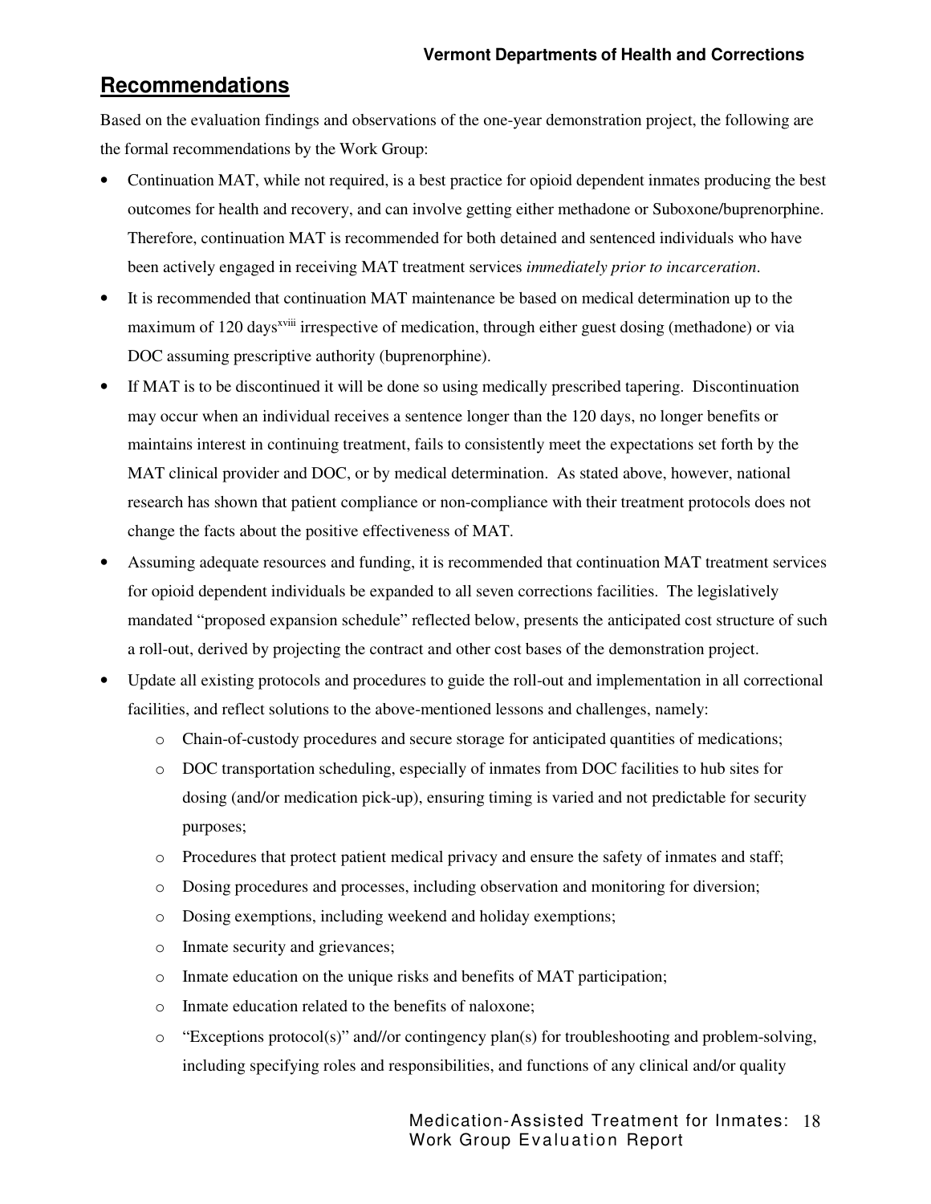## Recommendations

Based on the evaluation findings and observations of the one-year demonstration project, the following are the formal recommendations by the Work Group:

- Continuation MAT, while not required, is a best practice for opioid dependent inmates producing the best outcomes for health and recovery, and can involve getting either methadone or Suboxone/buprenorphine. Therefore, continuation MAT is recommended for both detained and sentenced individuals who have been actively engaged in receiving MAT treatment services *immediately prior to incarceration*.
- It is recommended that continuation MAT maintenance be based on medical determination up to the maximum of 120 days[xviii] irrespective of medication, through either guest dosing (methadone) or via DOC assuming prescriptive authority (buprenorphine).
- If MAT is to be discontinued it will be done so using medically prescribed tapering. Discontinuation may occur when an individual receives a sentence longer than the 120 days, no longer benefits or maintains interest in continuing treatment, fails to consistently meet the expectations set forth by the MAT clinical provider and DOC, or by medical determination. As stated above, however, national research has shown that patient compliance or non-compliance with their treatment protocols does not change the facts about the positive effectiveness of MAT.
- Assuming adequate resources and funding, it is recommended that continuation MAT treatment services for opioid dependent individuals be expanded to all seven corrections facilities. The legislatively mandated "proposed expansion schedule" reflected below, presents the anticipated cost structure of such a roll-out, derived by projecting the contract and other cost bases of the demonstration project.
- Update all existing protocols and procedures to guide the roll-out and implementation in all correctional facilities, and reflect solutions to the above-mentioned lessons and challenges, namely:
  - Chain-of-custody procedures and secure storage for anticipated quantities of medications;
  - DOC transportation scheduling, especially of inmates from DOC facilities to hub sites for dosing (and/or medication pick-up), ensuring timing is varied and not predictable for security purposes;
  - Procedures that protect patient medical privacy and ensure the safety of inmates and staff;
  - Dosing procedures and processes, including observation and monitoring for diversion;
  - Dosing exemptions, including weekend and holiday exemptions;
  - Inmate security and grievances;
  - Inmate education on the unique risks and benefits of MAT participation;
  - Inmate education related to the benefits of naloxone;
  - "Exceptions protocol(s)" and//or contingency plan(s) for troubleshooting and problem-solving, including specifying roles and responsibilities, and functions of any clinical and/or quality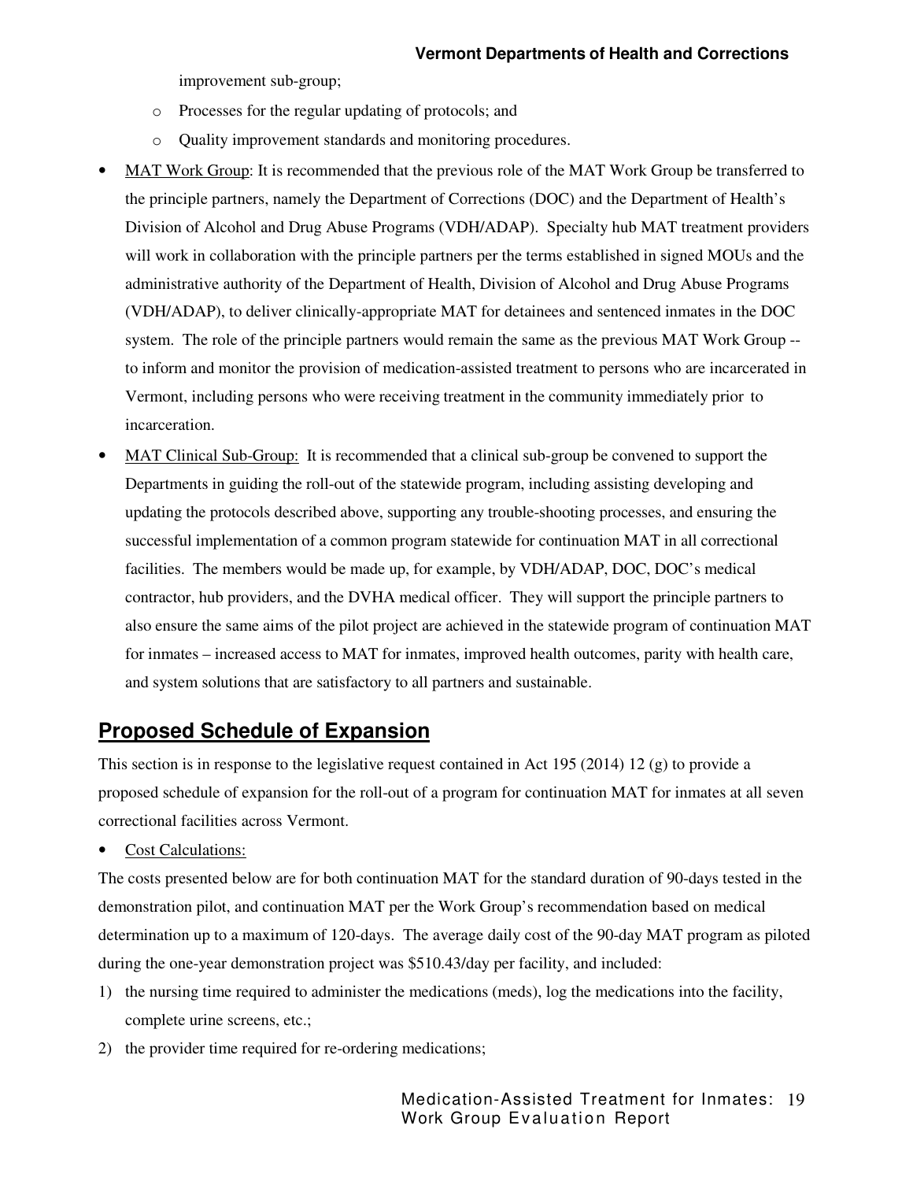improvement sub-group;

  - Processes for the regular updating of protocols; and
  - Quality improvement standards and monitoring procedures.

- MAT Work Group: It is recommended that the previous role of the MAT Work Group be transferred to the principle partners, namely the Department of Corrections (DOC) and the Department of Health's Division of Alcohol and Drug Abuse Programs (VDH/ADAP). Specialty hub MAT treatment providers will work in collaboration with the principle partners per the terms established in signed MOUs and the administrative authority of the Department of Health, Division of Alcohol and Drug Abuse Programs (VDH/ADAP), to deliver clinically-appropriate MAT for detainees and sentenced inmates in the DOC system. The role of the principle partners would remain the same as the previous MAT Work Group -- to inform and monitor the provision of medication-assisted treatment to persons who are incarcerated in Vermont, including persons who were receiving treatment in the community immediately prior to incarceration.
- MAT Clinical Sub-Group: It is recommended that a clinical sub-group be convened to support the Departments in guiding the roll-out of the statewide program, including assisting developing and updating the protocols described above, supporting any trouble-shooting processes, and ensuring the successful implementation of a common program statewide for continuation MAT in all correctional facilities. The members would be made up, for example, by VDH/ADAP, DOC, DOC's medical contractor, hub providers, and the DVHA medical officer. They will support the principle partners to also ensure the same aims of the pilot project are achieved in the statewide program of continuation MAT for inmates – increased access to MAT for inmates, improved health outcomes, parity with health care, and system solutions that are satisfactory to all partners and sustainable.

## Proposed Schedule of Expansion

This section is in response to the legislative request contained in Act 195 (2014) 12 (g) to provide a proposed schedule of expansion for the roll-out of a program for continuation MAT for inmates at all seven correctional facilities across Vermont.

- Cost Calculations:

The costs presented below are for both continuation MAT for the standard duration of 90-days tested in the demonstration pilot, and continuation MAT per the Work Group's recommendation based on medical determination up to a maximum of 120-days. The average daily cost of the 90-day MAT program as piloted during the one-year demonstration project was $510.43/day per facility, and included:

1) the nursing time required to administer the medications (meds), log the medications into the facility, complete urine screens, etc.;
2) the provider time required for re-ordering medications;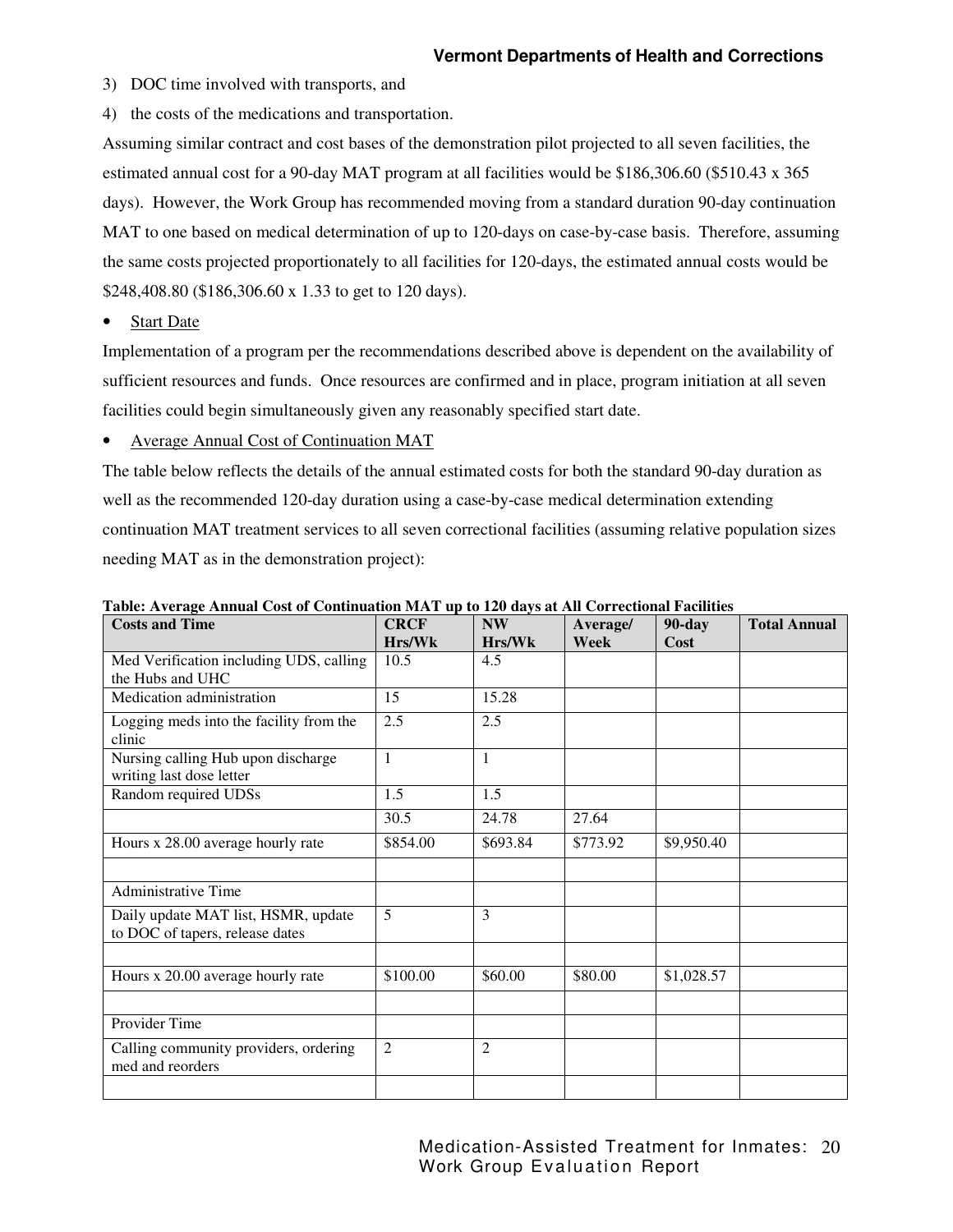3) DOC time involved with transports, and
4) the costs of the medications and transportation.

Assuming similar contract and cost bases of the demonstration pilot projected to all seven facilities, the estimated annual cost for a 90-day MAT program at all facilities would be $186,306.60 ($510.43 x 365 days). However, the Work Group has recommended moving from a standard duration 90-day continuation MAT to one based on medical determination of up to 120-days on case-by-case basis. Therefore, assuming the same costs projected proportionately to all facilities for 120-days, the estimated annual costs would be $248,408.80 ($186,306.60 x 1.33 to get to 120 days).

- Start Date

Implementation of a program per the recommendations described above is dependent on the availability of sufficient resources and funds. Once resources are confirmed and in place, program initiation at all seven facilities could begin simultaneously given any reasonably specified start date.

- Average Annual Cost of Continuation MAT

The table below reflects the details of the annual estimated costs for both the standard 90-day duration as well as the recommended 120-day duration using a case-by-case medical determination extending continuation MAT treatment services to all seven correctional facilities (assuming relative population sizes needing MAT as in the demonstration project):

**Table: Average Annual Cost of Continuation MAT up to 120 days at All Correctional Facilities**

| Costs and Time | CRCF Hrs/Wk | NW Hrs/Wk | Average/ Week | 90-day Cost | Total Annual |
|---|---|---|---|---|---|
| Med Verification including UDS, calling the Hubs and UHC | 10.5 | 4.5 | | | |
| Medication administration | 15 | 15.28 | | | |
| Logging meds into the facility from the clinic | 2.5 | 2.5 | | | |
| Nursing calling Hub upon discharge writing last dose letter | 1 | 1 | | | |
| Random required UDSs | 1.5 | 1.5 | | | |
| | 30.5 | 24.78 | 27.64 | | |
| Hours x 28.00 average hourly rate | $854.00 | $693.84 | $773.92 | $9,950.40 | |
| | | | | | |
| Administrative Time | | | | | |
| Daily update MAT list, HSMR, update to DOC of tapers, release dates | 5 | 3 | | | |
| | | | | | |
| Hours x 20.00 average hourly rate | $100.00 | $60.00 | $80.00 | $1,028.57 | |
| | | | | | |
| Provider Time | | | | | |
| Calling community providers, ordering med and reorders | 2 | 2 | | | |
| | | | | | |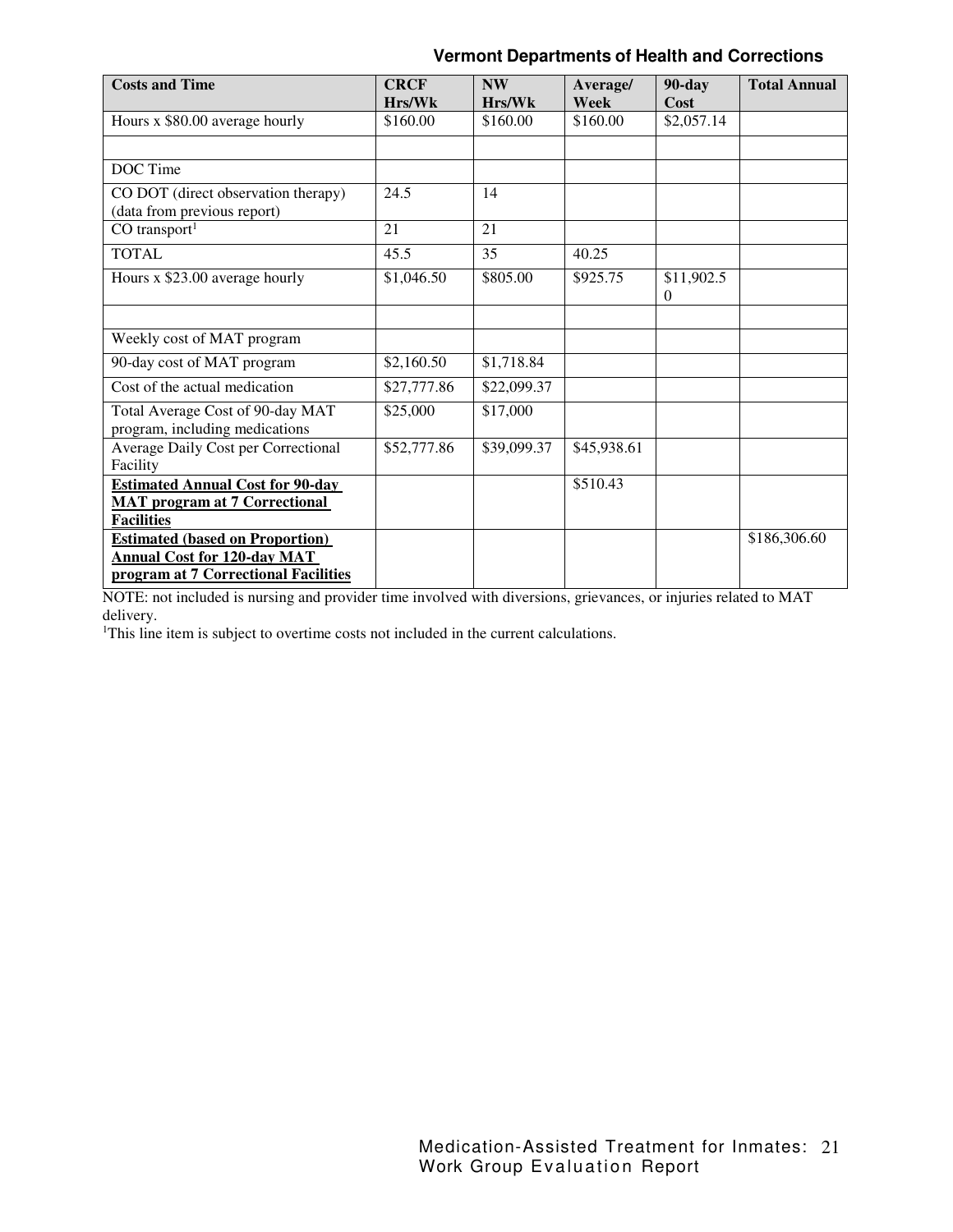| Costs and Time | CRCF Hrs/Wk | NW Hrs/Wk | Average/ Week | 90-day Cost | Total Annual |
|---|---|---|---|---|---|
| Hours x $80.00 average hourly | $160.00 | $160.00 | $160.00 | $2,057.14 | |
| | | | | | |
| DOC Time | | | | | |
| CO DOT (direct observation therapy) (data from previous report) | 24.5 | 14 | | | |
| CO transport[1] | 21 | 21 | | | |
| TOTAL | 45.5 | 35 | 40.25 | | |
| Hours x $23.00 average hourly | $1,046.50 | $805.00 | $925.75 | $11,902.50 | |
| | | | | | |
| Weekly cost of MAT program | | | | | |
| 90-day cost of MAT program | $2,160.50 | $1,718.84 | | | |
| Cost of the actual medication | $27,777.86 | $22,099.37 | | | |
| Total Average Cost of 90-day MAT program, including medications | $25,000 | $17,000 | | | |
| Average Daily Cost per Correctional Facility | $52,777.86 | $39,099.37 | $45,938.61 | | |
| **Estimated Annual Cost for 90-day MAT program at 7 Correctional Facilities** | | | $510.43 | | |
| **Estimated (based on Proportion) Annual Cost for 120-day MAT program at 7 Correctional Facilities** | | | | | $186,306.60 |

NOTE: not included is nursing and provider time involved with diversions, grievances, or injuries related to MAT delivery.

[1]This line item is subject to overtime costs not included in the current calculations.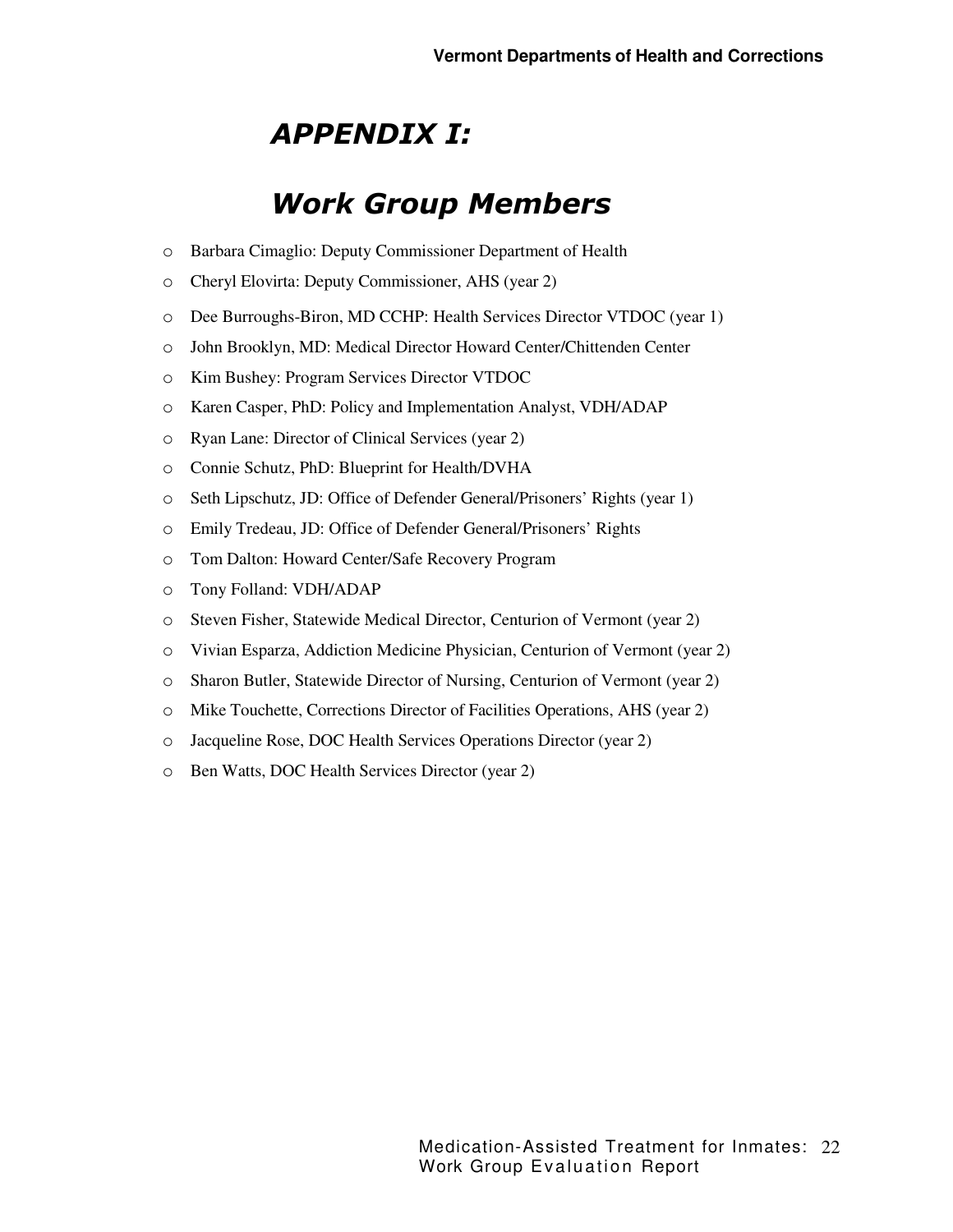# *APPENDIX I:*

# *Work Group Members*

- Barbara Cimaglio: Deputy Commissioner Department of Health
- Cheryl Elovirta: Deputy Commissioner, AHS (year 2)
- Dee Burroughs-Biron, MD CCHP: Health Services Director VTDOC (year 1)
- John Brooklyn, MD: Medical Director Howard Center/Chittenden Center
- Kim Bushey: Program Services Director VTDOC
- Karen Casper, PhD: Policy and Implementation Analyst, VDH/ADAP
- Ryan Lane: Director of Clinical Services (year 2)
- Connie Schutz, PhD: Blueprint for Health/DVHA
- Seth Lipschutz, JD: Office of Defender General/Prisoners' Rights (year 1)
- Emily Tredeau, JD: Office of Defender General/Prisoners' Rights
- Tom Dalton: Howard Center/Safe Recovery Program
- Tony Folland: VDH/ADAP
- Steven Fisher, Statewide Medical Director, Centurion of Vermont (year 2)
- Vivian Esparza, Addiction Medicine Physician, Centurion of Vermont (year 2)
- Sharon Butler, Statewide Director of Nursing, Centurion of Vermont (year 2)
- Mike Touchette, Corrections Director of Facilities Operations, AHS (year 2)
- Jacqueline Rose, DOC Health Services Operations Director (year 2)
- Ben Watts, DOC Health Services Director (year 2)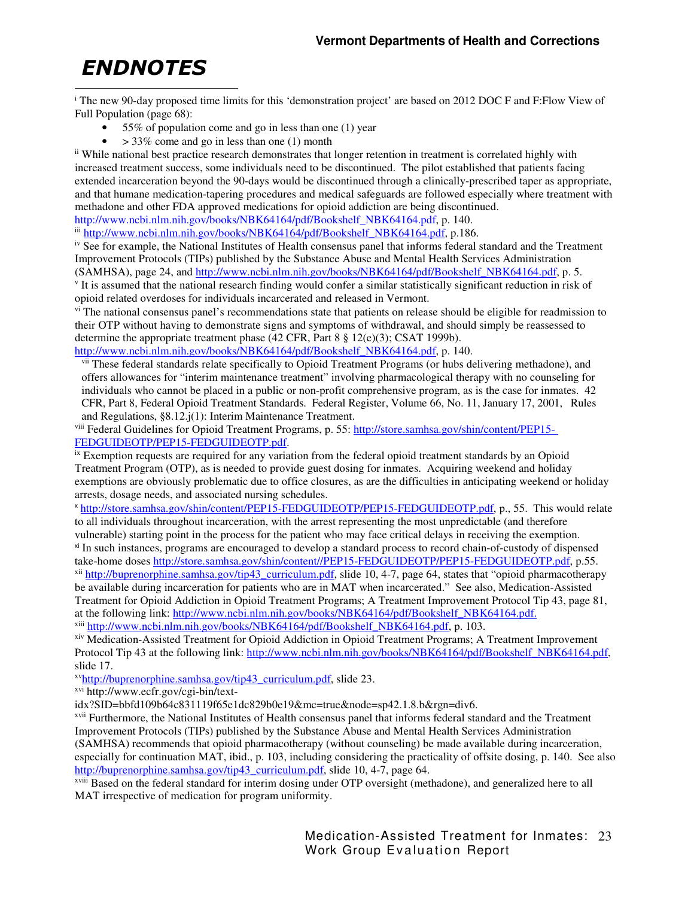# ENDNOTES

[i] The new 90-day proposed time limits for this 'demonstration project' are based on 2012 DOC F and F:Flow View of Full Population (page 68):

- 55% of population come and go in less than one (1) year
- > 33% come and go in less than one (1) month

[ii] While national best practice research demonstrates that longer retention in treatment is correlated highly with increased treatment success, some individuals need to be discontinued. The pilot established that patients facing extended incarceration beyond the 90-days would be discontinued through a clinically-prescribed taper as appropriate, and that humane medication-tapering procedures and medical safeguards are followed especially where treatment with methadone and other FDA approved medications for opioid addiction are being discontinued. http://www.ncbi.nlm.nih.gov/books/NBK64164/pdf/Bookshelf_NBK64164.pdf, p. 140.

[iii] http://www.ncbi.nlm.nih.gov/books/NBK64164/pdf/Bookshelf_NBK64164.pdf, p.186.

[iv] See for example, the National Institutes of Health consensus panel that informs federal standard and the Treatment Improvement Protocols (TIPs) published by the Substance Abuse and Mental Health Services Administration (SAMHSA), page 24, and http://www.ncbi.nlm.nih.gov/books/NBK64164/pdf/Bookshelf_NBK64164.pdf, p. 5.

[v] It is assumed that the national research finding would confer a similar statistically significant reduction in risk of opioid related overdoses for individuals incarcerated and released in Vermont.

[vi] The national consensus panel's recommendations state that patients on release should be eligible for readmission to their OTP without having to demonstrate signs and symptoms of withdrawal, and should simply be reassessed to determine the appropriate treatment phase (42 CFR, Part 8 § 12(e)(3); CSAT 1999b). http://www.ncbi.nlm.nih.gov/books/NBK64164/pdf/Bookshelf_NBK64164.pdf, p. 140.

[vii] These federal standards relate specifically to Opioid Treatment Programs (or hubs delivering methadone), and offers allowances for "interim maintenance treatment" involving pharmacological therapy with no counseling for individuals who cannot be placed in a public or non-profit comprehensive program, as is the case for inmates. 42 CFR, Part 8, Federal Opioid Treatment Standards. Federal Register, Volume 66, No. 11, January 17, 2001, Rules and Regulations, §8.12.j(1): Interim Maintenance Treatment.

[viii] Federal Guidelines for Opioid Treatment Programs, p. 55: http://store.samhsa.gov/shin/content/PEP15-FEDGUIDEOTP/PEP15-FEDGUIDEOTP.pdf.

[ix] Exemption requests are required for any variation from the federal opioid treatment standards by an Opioid Treatment Program (OTP), as is needed to provide guest dosing for inmates. Acquiring weekend and holiday exemptions are obviously problematic due to office closures, as are the difficulties in anticipating weekend or holiday arrests, dosage needs, and associated nursing schedules.

[x] http://store.samhsa.gov/shin/content/PEP15-FEDGUIDEOTP/PEP15-FEDGUIDEOTP.pdf, p., 55. This would relate to all individuals throughout incarceration, with the arrest representing the most unpredictable (and therefore vulnerable) starting point in the process for the patient who may face critical delays in receiving the exemption.

[xi] In such instances, programs are encouraged to develop a standard process to record chain-of-custody of dispensed take-home doses http://store.samhsa.gov/shin/content//PEP15-FEDGUIDEOTP/PEP15-FEDGUIDEOTP.pdf, p.55.

[xii] http://buprenorphine.samhsa.gov/tip43_curriculum.pdf, slide 10, 4-7, page 64, states that "opioid pharmacotherapy be available during incarceration for patients who are in MAT when incarcerated." See also, Medication-Assisted Treatment for Opioid Addiction in Opioid Treatment Programs; A Treatment Improvement Protocol Tip 43, page 81, at the following link: http://www.ncbi.nlm.nih.gov/books/NBK64164/pdf/Bookshelf_NBK64164.pdf.

[xiii] http://www.ncbi.nlm.nih.gov/books/NBK64164/pdf/Bookshelf_NBK64164.pdf, p. 103.

[xiv] Medication-Assisted Treatment for Opioid Addiction in Opioid Treatment Programs; A Treatment Improvement Protocol Tip 43 at the following link: http://www.ncbi.nlm.nih.gov/books/NBK64164/pdf/Bookshelf_NBK64164.pdf, slide 17.

[xv] http://buprenorphine.samhsa.gov/tip43_curriculum.pdf, slide 23.

[xvi] http://www.ecfr.gov/cgi-bin/text-idx?SID=bbfd109b64c831119f65e1dc829b0e19&mc=true&node=sp42.1.8.b&rgn=div6.

[xvii] Furthermore, the National Institutes of Health consensus panel that informs federal standard and the Treatment Improvement Protocols (TIPs) published by the Substance Abuse and Mental Health Services Administration (SAMHSA) recommends that opioid pharmacotherapy (without counseling) be made available during incarceration, especially for continuation MAT, ibid., p. 103, including considering the practicality of offsite dosing, p. 140. See also http://buprenorphine.samhsa.gov/tip43_curriculum.pdf, slide 10, 4-7, page 64.

[xviii] Based on the federal standard for interim dosing under OTP oversight (methadone), and generalized here to all MAT irrespective of medication for program uniformity.